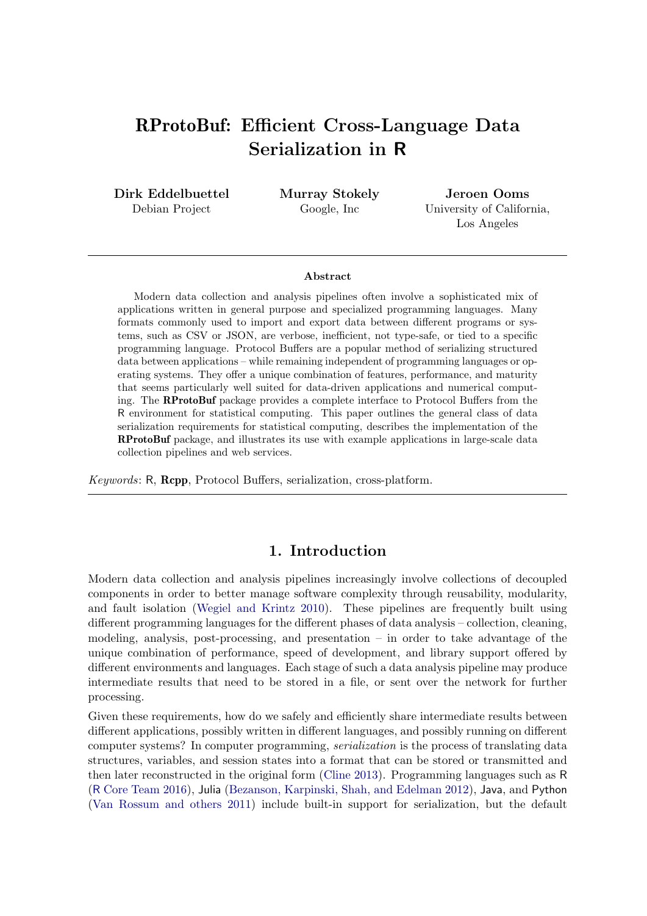# RProtoBuf: Efficient Cross-Language Data Serialization in R

**Dirk Eddelbuettel**
Debian Project

**Murray Stokely**
Google, Inc

**Jeroen Ooms**
University of California, Los Angeles

---

**Abstract**

Modern data collection and analysis pipelines often involve a sophisticated mix of applications written in general purpose and specialized programming languages. Many formats commonly used to import and export data between different programs or systems, such as CSV or JSON, are verbose, inefficient, not type-safe, or tied to a specific programming language. Protocol Buffers are a popular method of serializing structured data between applications – while remaining independent of programming languages or operating systems. They offer a unique combination of features, performance, and maturity that seems particularly well suited for data-driven applications and numerical computing. The **RProtoBuf** package provides a complete interface to Protocol Buffers from the R environment for statistical computing. This paper outlines the general class of data serialization requirements for statistical computing, describes the implementation of the **RProtoBuf** package, and illustrates its use with example applications in large-scale data collection pipelines and web services.

*Keywords*: R, **Rcpp**, Protocol Buffers, serialization, cross-platform.

---

## 1. Introduction

Modern data collection and analysis pipelines increasingly involve collections of decoupled components in order to better manage software complexity through reusability, modularity, and fault isolation (Wegiel and Krintz 2010). These pipelines are frequently built using different programming languages for the different phases of data analysis – collection, cleaning, modeling, analysis, post-processing, and presentation – in order to take advantage of the unique combination of performance, speed of development, and library support offered by different environments and languages. Each stage of such a data analysis pipeline may produce intermediate results that need to be stored in a file, or sent over the network for further processing.

Given these requirements, how do we safely and efficiently share intermediate results between different applications, possibly written in different languages, and possibly running on different computer systems? In computer programming, *serialization* is the process of translating data structures, variables, and session states into a format that can be stored or transmitted and then later reconstructed in the original form (Cline 2013). Programming languages such as R (R Core Team 2016), Julia (Bezanson, Karpinski, Shah, and Edelman 2012), Java, and Python (Van Rossum and others 2011) include built-in support for serialization, but the default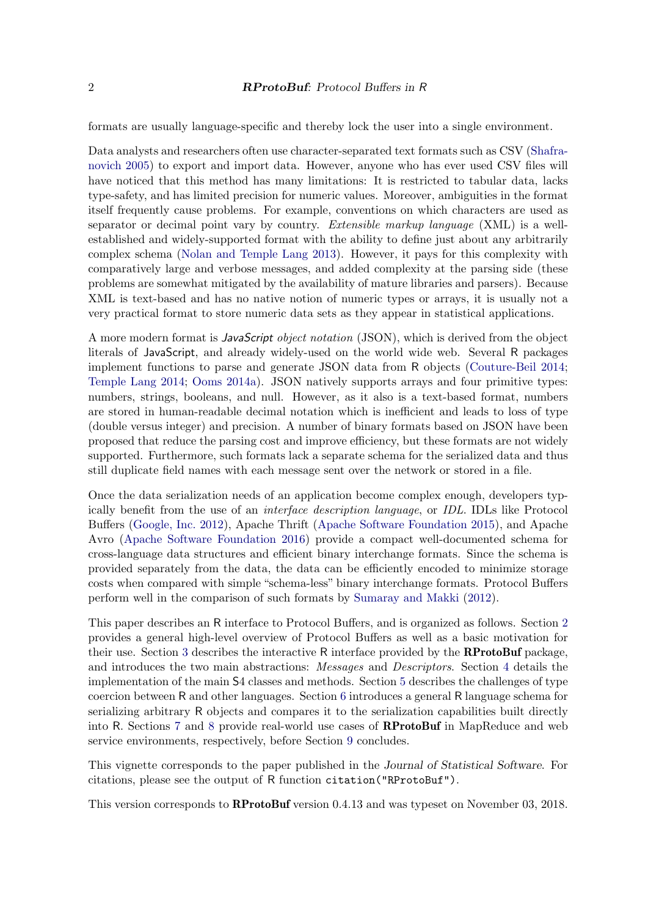formats are usually language-specific and thereby lock the user into a single environment.

Data analysts and researchers often use character-separated text formats such as CSV (Shafranovich 2005) to export and import data. However, anyone who has ever used CSV files will have noticed that this method has many limitations: It is restricted to tabular data, lacks type-safety, and has limited precision for numeric values. Moreover, ambiguities in the format itself frequently cause problems. For example, conventions on which characters are used as separator or decimal point vary by country. *Extensible markup language* (XML) is a well-established and widely-supported format with the ability to define just about any arbitrarily complex schema (Nolan and Temple Lang 2013). However, it pays for this complexity with comparatively large and verbose messages, and added complexity at the parsing side (these problems are somewhat mitigated by the availability of mature libraries and parsers). Because XML is text-based and has no native notion of numeric types or arrays, it is usually not a very practical format to store numeric data sets as they appear in statistical applications.

A more modern format is *JavaScript object notation* (JSON), which is derived from the object literals of JavaScript, and already widely-used on the world wide web. Several R packages implement functions to parse and generate JSON data from R objects (Couture-Beil 2014; Temple Lang 2014; Ooms 2014a). JSON natively supports arrays and four primitive types: numbers, strings, booleans, and null. However, as it also is a text-based format, numbers are stored in human-readable decimal notation which is inefficient and leads to loss of type (double versus integer) and precision. A number of binary formats based on JSON have been proposed that reduce the parsing cost and improve efficiency, but these formats are not widely supported. Furthermore, such formats lack a separate schema for the serialized data and thus still duplicate field names with each message sent over the network or stored in a file.

Once the data serialization needs of an application become complex enough, developers typically benefit from the use of an *interface description language*, or *IDL*. IDLs like Protocol Buffers (Google, Inc. 2012), Apache Thrift (Apache Software Foundation 2015), and Apache Avro (Apache Software Foundation 2016) provide a compact well-documented schema for cross-language data structures and efficient binary interchange formats. Since the schema is provided separately from the data, the data can be efficiently encoded to minimize storage costs when compared with simple "schema-less" binary interchange formats. Protocol Buffers perform well in the comparison of such formats by Sumaray and Makki (2012).

This paper describes an R interface to Protocol Buffers, and is organized as follows. Section 2 provides a general high-level overview of Protocol Buffers as well as a basic motivation for their use. Section 3 describes the interactive R interface provided by the **RProtoBuf** package, and introduces the two main abstractions: *Messages* and *Descriptors*. Section 4 details the implementation of the main S4 classes and methods. Section 5 describes the challenges of type coercion between R and other languages. Section 6 introduces a general R language schema for serializing arbitrary R objects and compares it to the serialization capabilities built directly into R. Sections 7 and 8 provide real-world use cases of **RProtoBuf** in MapReduce and web service environments, respectively, before Section 9 concludes.

This vignette corresponds to the paper published in the *Journal of Statistical Software*. For citations, please see the output of R function `citation("RProtoBuf")`.

This version corresponds to **RProtoBuf** version 0.4.13 and was typeset on November 03, 2018.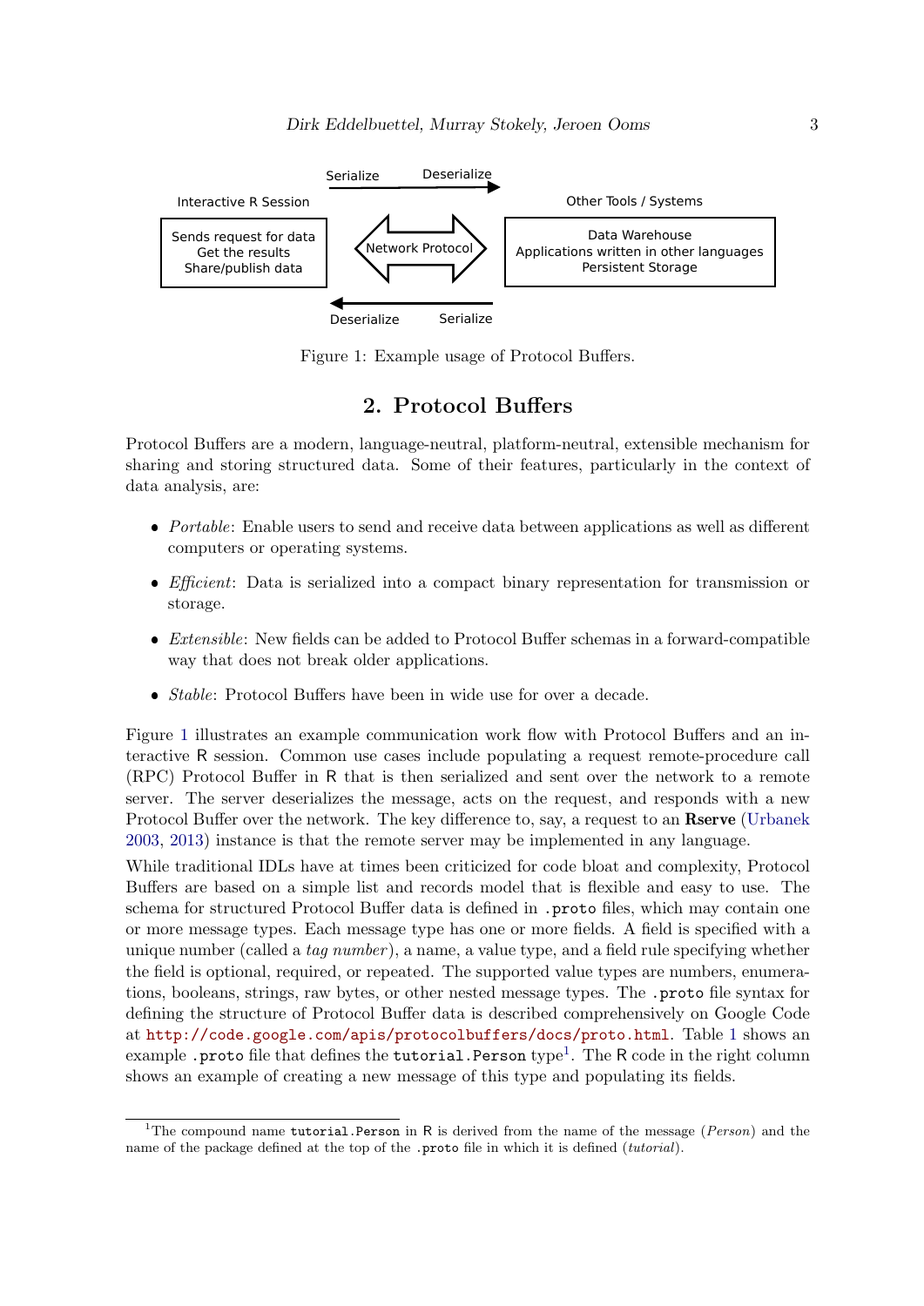Figure 1: Example usage of Protocol Buffers.

## 2. Protocol Buffers

Protocol Buffers are a modern, language-neutral, platform-neutral, extensible mechanism for sharing and storing structured data. Some of their features, particularly in the context of data analysis, are:

- *Portable*: Enable users to send and receive data between applications as well as different computers or operating systems.
- *Efficient*: Data is serialized into a compact binary representation for transmission or storage.
- *Extensible*: New fields can be added to Protocol Buffer schemas in a forward-compatible way that does not break older applications.
- *Stable*: Protocol Buffers have been in wide use for over a decade.

Figure 1 illustrates an example communication work flow with Protocol Buffers and an interactive R session. Common use cases include populating a request remote-procedure call (RPC) Protocol Buffer in R that is then serialized and sent over the network to a remote server. The server deserializes the message, acts on the request, and responds with a new Protocol Buffer over the network. The key difference to, say, a request to an **Rserve** (Urbanek 2003, 2013) instance is that the remote server may be implemented in any language.

While traditional IDLs have at times been criticized for code bloat and complexity, Protocol Buffers are based on a simple list and records model that is flexible and easy to use. The schema for structured Protocol Buffer data is defined in `.proto` files, which may contain one or more message types. Each message type has one or more fields. A field is specified with a unique number (called a *tag number*), a name, a value type, and a field rule specifying whether the field is optional, required, or repeated. The supported value types are numbers, enumerations, booleans, strings, raw bytes, or other nested message types. The `.proto` file syntax for defining the structure of Protocol Buffer data is described comprehensively on Google Code at http://code.google.com/apis/protocolbuffers/docs/proto.html. Table 1 shows an example `.proto` file that defines the `tutorial.Person` type[1]. The R code in the right column shows an example of creating a new message of this type and populating its fields.

[1] The compound name `tutorial.Person` in R is derived from the name of the message (*Person*) and the name of the package defined at the top of the `.proto` file in which it is defined (*tutorial*).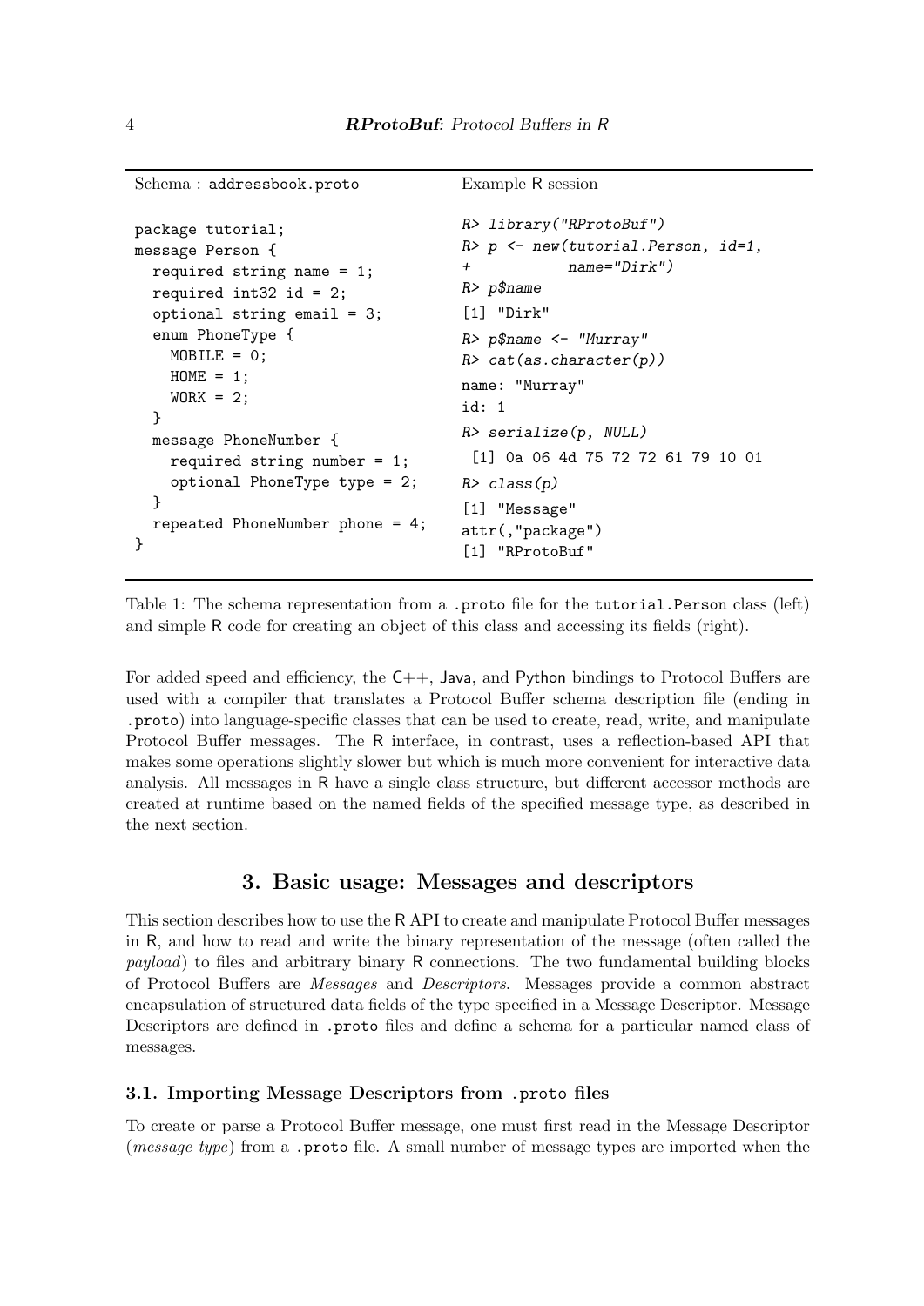| Schema : `addressbook.proto` | Example R session |
|---|---|
| <pre>package tutorial;<br>message Person {<br>  required string name = 1;<br>  required int32 id = 2;<br>  optional string email = 3;<br>  enum PhoneType {<br>    MOBILE = 0;<br>    HOME = 1;<br>    WORK = 2;<br>  }<br>  message PhoneNumber {<br>    required string number = 1;<br>    optional PhoneType type = 2;<br>  }<br>  repeated PhoneNumber phone = 4;<br>}</pre> | <pre>R> library("RProtoBuf")<br>R> p <- new(tutorial.Person, id=1,<br>+           name="Dirk")<br>R> p$name<br>[1] "Dirk"<br>R> p$name <- "Murray"<br>R> cat(as.character(p))<br>name: "Murray"<br>id: 1<br>R> serialize(p, NULL)<br> [1] 0a 06 4d 75 72 72 61 79 10 01<br>R> class(p)<br>[1] "Message"<br>attr(,"package")<br>[1] "RProtoBuf"</pre> |

Table 1: The schema representation from a `.proto` file for the `tutorial.Person` class (left) and simple R code for creating an object of this class and accessing its fields (right).

For added speed and efficiency, the C++, Java, and Python bindings to Protocol Buffers are used with a compiler that translates a Protocol Buffer schema description file (ending in `.proto`) into language-specific classes that can be used to create, read, write, and manipulate Protocol Buffer messages. The R interface, in contrast, uses a reflection-based API that makes some operations slightly slower but which is much more convenient for interactive data analysis. All messages in R have a single class structure, but different accessor methods are created at runtime based on the named fields of the specified message type, as described in the next section.

## 3. Basic usage: Messages and descriptors

This section describes how to use the R API to create and manipulate Protocol Buffer messages in R, and how to read and write the binary representation of the message (often called the *payload*) to files and arbitrary binary R connections. The two fundamental building blocks of Protocol Buffers are *Messages* and *Descriptors*. Messages provide a common abstract encapsulation of structured data fields of the type specified in a Message Descriptor. Message Descriptors are defined in `.proto` files and define a schema for a particular named class of messages.

### 3.1. Importing Message Descriptors from `.proto` files

To create or parse a Protocol Buffer message, one must first read in the Message Descriptor (*message type*) from a `.proto` file. A small number of message types are imported when the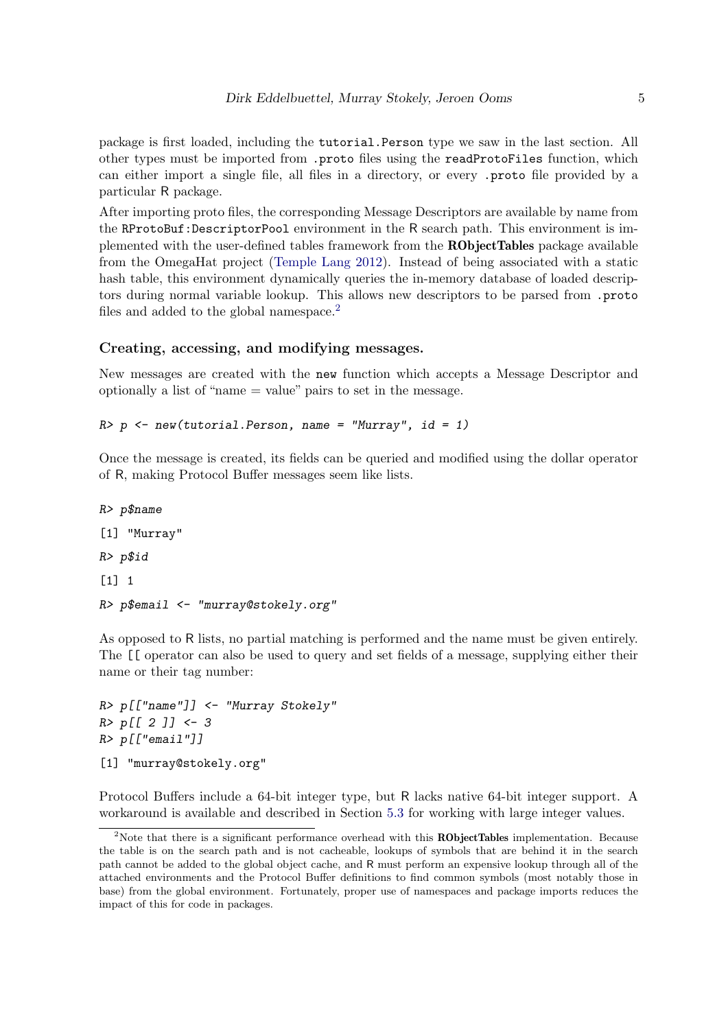package is first loaded, including the `tutorial.Person` type we saw in the last section. All other types must be imported from `.proto` files using the `readProtoFiles` function, which can either import a single file, all files in a directory, or every `.proto` file provided by a particular R package.

After importing proto files, the corresponding Message Descriptors are available by name from the `RProtoBuf:DescriptorPool` environment in the R search path. This environment is implemented with the user-defined tables framework from the **RObjectTables** package available from the OmegaHat project (Temple Lang 2012). Instead of being associated with a static hash table, this environment dynamically queries the in-memory database of loaded descriptors during normal variable lookup. This allows new descriptors to be parsed from `.proto` files and added to the global namespace.[2]

### Creating, accessing, and modifying messages.

New messages are created with the `new` function which accepts a Message Descriptor and optionally a list of "name = value" pairs to set in the message.

```
R> p <- new(tutorial.Person, name = "Murray", id = 1)
```

Once the message is created, its fields can be queried and modified using the dollar operator of R, making Protocol Buffer messages seem like lists.

```
R> p$name

[1] "Murray"

R> p$id

[1] 1

R> p$email <- "murray@stokely.org"
```

As opposed to R lists, no partial matching is performed and the name must be given entirely. The `[[` operator can also be used to query and set fields of a message, supplying either their name or their tag number:

```
R> p[["name"]] <- "Murray Stokely"
R> p[[ 2 ]] <- 3
R> p[["email"]]

[1] "murray@stokely.org"
```

Protocol Buffers include a 64-bit integer type, but R lacks native 64-bit integer support. A workaround is available and described in Section 5.3 for working with large integer values.

[2]Note that there is a significant performance overhead with this **RObjectTables** implementation. Because the table is on the search path and is not cacheable, lookups of symbols that are behind it in the search path cannot be added to the global object cache, and R must perform an expensive lookup through all of the attached environments and the Protocol Buffer definitions to find common symbols (most notably those in base) from the global environment. Fortunately, proper use of namespaces and package imports reduces the impact of this for code in packages.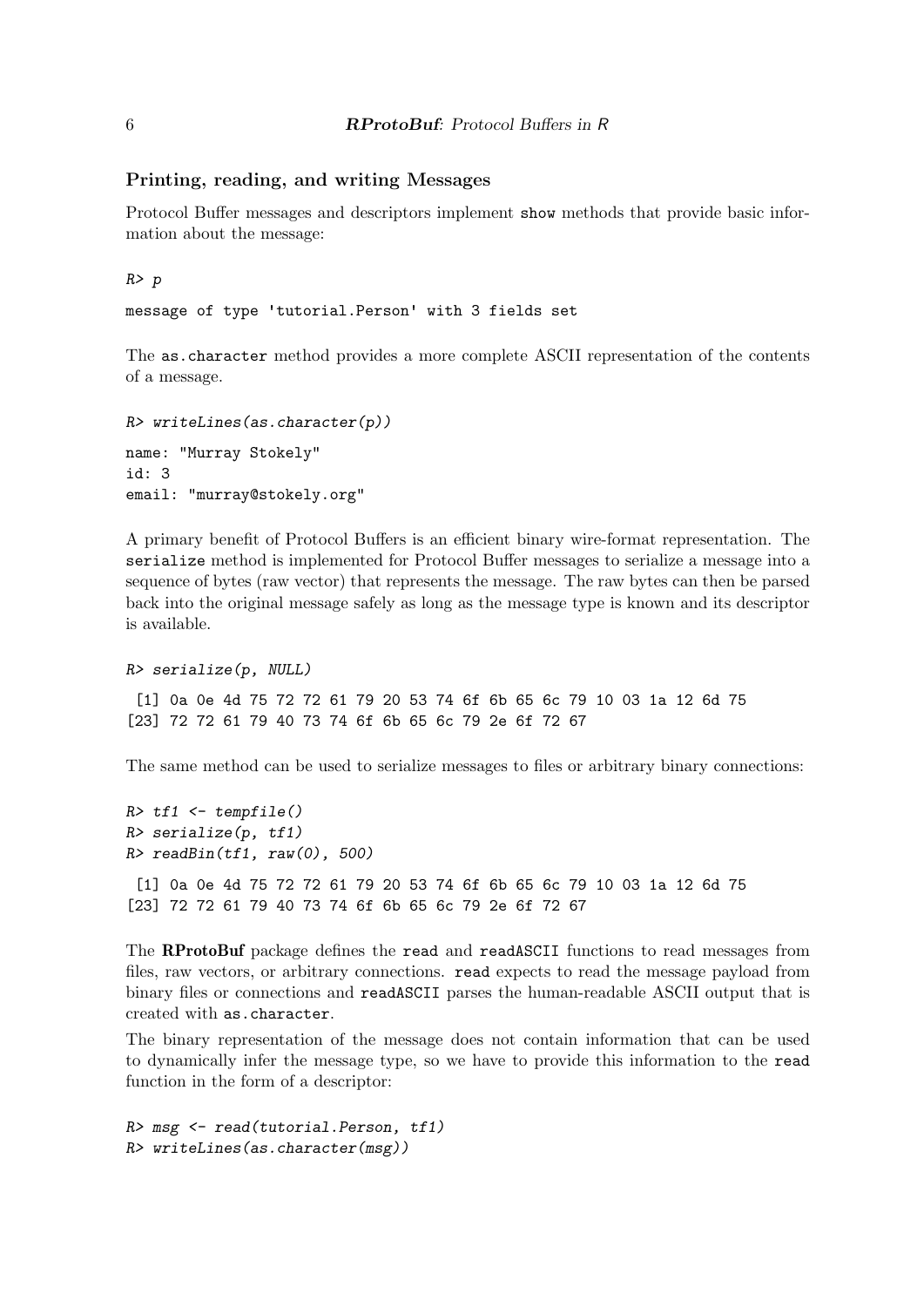### Printing, reading, and writing Messages

Protocol Buffer messages and descriptors implement `show` methods that provide basic information about the message:

```
R> p
message of type 'tutorial.Person' with 3 fields set
```

The `as.character` method provides a more complete ASCII representation of the contents of a message.

```
R> writeLines(as.character(p))
name: "Murray Stokely"
id: 3
email: "murray@stokely.org"
```

A primary benefit of Protocol Buffers is an efficient binary wire-format representation. The `serialize` method is implemented for Protocol Buffer messages to serialize a message into a sequence of bytes (raw vector) that represents the message. The raw bytes can then be parsed back into the original message safely as long as the message type is known and its descriptor is available.

```
R> serialize(p, NULL)
 [1] 0a 0e 4d 75 72 72 61 79 20 53 74 6f 6b 65 6c 79 10 03 1a 12 6d 75
[23] 72 72 61 79 40 73 74 6f 6b 65 6c 79 2e 6f 72 67
```

The same method can be used to serialize messages to files or arbitrary binary connections:

```
R> tf1 <- tempfile()
R> serialize(p, tf1)
R> readBin(tf1, raw(0), 500)
 [1] 0a 0e 4d 75 72 72 61 79 20 53 74 6f 6b 65 6c 79 10 03 1a 12 6d 75
[23] 72 72 61 79 40 73 74 6f 6b 65 6c 79 2e 6f 72 67
```

The **RProtoBuf** package defines the `read` and `readASCII` functions to read messages from files, raw vectors, or arbitrary connections. `read` expects to read the message payload from binary files or connections and `readASCII` parses the human-readable ASCII output that is created with `as.character`.

The binary representation of the message does not contain information that can be used to dynamically infer the message type, so we have to provide this information to the `read` function in the form of a descriptor:

```
R> msg <- read(tutorial.Person, tf1)
R> writeLines(as.character(msg))
```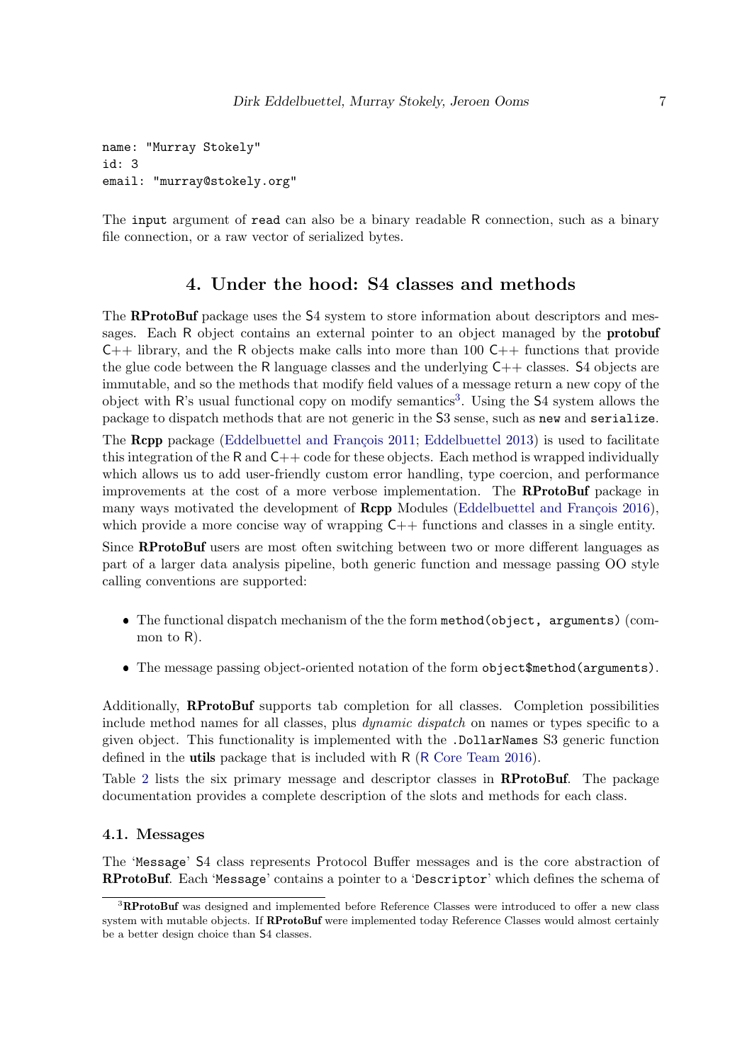```
name: "Murray Stokely"
id: 3
email: "murray@stokely.org"
```

The `input` argument of `read` can also be a binary readable R connection, such as a binary file connection, or a raw vector of serialized bytes.

## 4. Under the hood: S4 classes and methods

The **RProtoBuf** package uses the S4 system to store information about descriptors and messages. Each R object contains an external pointer to an object managed by the **protobuf** C++ library, and the R objects make calls into more than 100 C++ functions that provide the glue code between the R language classes and the underlying C++ classes. S4 objects are immutable, and so the methods that modify field values of a message return a new copy of the object with R's usual functional copy on modify semantics[3]. Using the S4 system allows the package to dispatch methods that are not generic in the S3 sense, such as `new` and `serialize`.

The **Rcpp** package (Eddelbuettel and François 2011; Eddelbuettel 2013) is used to facilitate this integration of the R and C++ code for these objects. Each method is wrapped individually which allows us to add user-friendly custom error handling, type coercion, and performance improvements at the cost of a more verbose implementation. The **RProtoBuf** package in many ways motivated the development of **Rcpp** Modules (Eddelbuettel and François 2016), which provide a more concise way of wrapping C++ functions and classes in a single entity.

Since **RProtoBuf** users are most often switching between two or more different languages as part of a larger data analysis pipeline, both generic function and message passing OO style calling conventions are supported:

- The functional dispatch mechanism of the the form `method(object, arguments)` (common to R).
- The message passing object-oriented notation of the form `object$method(arguments)`.

Additionally, **RProtoBuf** supports tab completion for all classes. Completion possibilities include method names for all classes, plus *dynamic dispatch* on names or types specific to a given object. This functionality is implemented with the `.DollarNames` S3 generic function defined in the **utils** package that is included with R (R Core Team 2016).

Table 2 lists the six primary message and descriptor classes in **RProtoBuf**. The package documentation provides a complete description of the slots and methods for each class.

### 4.1. Messages

The '`Message`' S4 class represents Protocol Buffer messages and is the core abstraction of **RProtoBuf**. Each '`Message`' contains a pointer to a '`Descriptor`' which defines the schema of

[3] **RProtoBuf** was designed and implemented before Reference Classes were introduced to offer a new class system with mutable objects. If **RProtoBuf** were implemented today Reference Classes would almost certainly be a better design choice than S4 classes.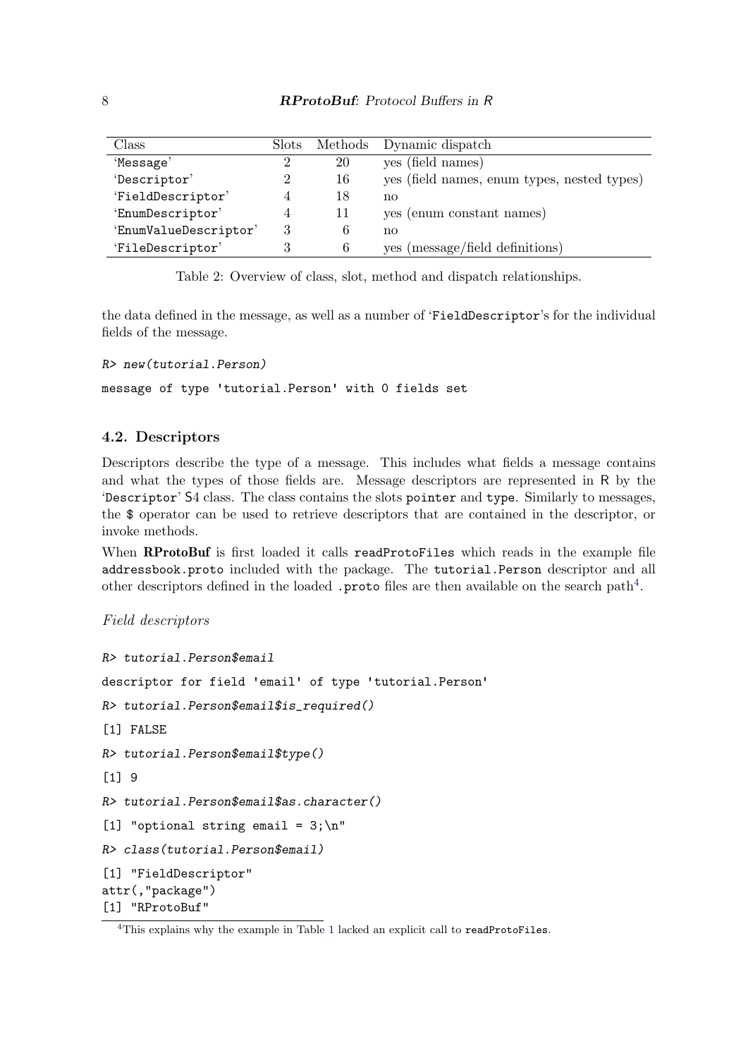| Class | Slots | Methods | Dynamic dispatch |
|---|---|---|---|
| 'Message' | 2 | 20 | yes (field names) |
| 'Descriptor' | 2 | 16 | yes (field names, enum types, nested types) |
| 'FieldDescriptor' | 4 | 18 | no |
| 'EnumDescriptor' | 4 | 11 | yes (enum constant names) |
| 'EnumValueDescriptor' | 3 | 6 | no |
| 'FileDescriptor' | 3 | 6 | yes (message/field definitions) |

Table 2: Overview of class, slot, method and dispatch relationships.

the data defined in the message, as well as a number of 'FieldDescriptor''s for the individual fields of the message.

```
R> new(tutorial.Person)

message of type 'tutorial.Person' with 0 fields set
```

### 4.2. Descriptors

Descriptors describe the type of a message. This includes what fields a message contains and what the types of those fields are. Message descriptors are represented in R by the 'Descriptor' S4 class. The class contains the slots `pointer` and `type`. Similarly to messages, the `$` operator can be used to retrieve descriptors that are contained in the descriptor, or invoke methods.

When **RProtoBuf** is first loaded it calls `readProtoFiles` which reads in the example file `addressbook.proto` included with the package. The `tutorial.Person` descriptor and all other descriptors defined in the loaded `.proto` files are then available on the search path[4].

*Field descriptors*

```
R> tutorial.Person$email

descriptor for field 'email' of type 'tutorial.Person'

R> tutorial.Person$email$is_required()

[1] FALSE

R> tutorial.Person$email$type()

[1] 9

R> tutorial.Person$email$as.character()

[1] "optional string email = 3;\n"

R> class(tutorial.Person$email)

[1] "FieldDescriptor"
attr(,"package")
[1] "RProtoBuf"
```

[4] This explains why the example in Table 1 lacked an explicit call to `readProtoFiles`.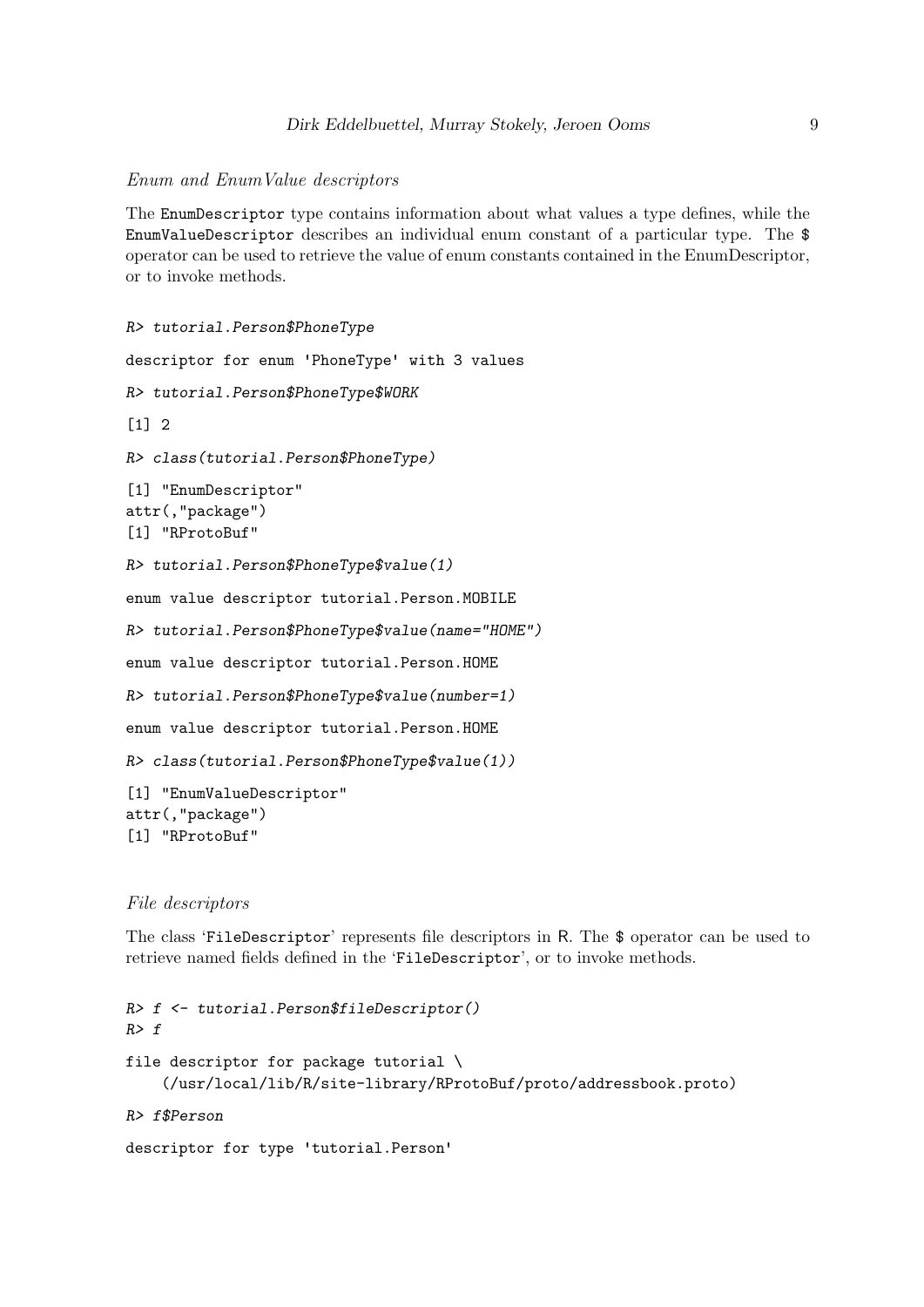#### *Enum and EnumValue descriptors*

The `EnumDescriptor` type contains information about what values a type defines, while the `EnumValueDescriptor` describes an individual enum constant of a particular type. The `$` operator can be used to retrieve the value of enum constants contained in the EnumDescriptor, or to invoke methods.

```
R> tutorial.Person$PhoneType

descriptor for enum 'PhoneType' with 3 values

R> tutorial.Person$PhoneType$WORK

[1] 2

R> class(tutorial.Person$PhoneType)

[1] "EnumDescriptor"
attr(,"package")
[1] "RProtoBuf"

R> tutorial.Person$PhoneType$value(1)

enum value descriptor tutorial.Person.MOBILE

R> tutorial.Person$PhoneType$value(name="HOME")

enum value descriptor tutorial.Person.HOME

R> tutorial.Person$PhoneType$value(number=1)

enum value descriptor tutorial.Person.HOME

R> class(tutorial.Person$PhoneType$value(1))

[1] "EnumValueDescriptor"
attr(,"package")
[1] "RProtoBuf"
```

#### *File descriptors*

The class '`FileDescriptor`' represents file descriptors in R. The `$` operator can be used to retrieve named fields defined in the '`FileDescriptor`', or to invoke methods.

```
R> f <- tutorial.Person$fileDescriptor()
R> f

file descriptor for package tutorial \
    (/usr/local/lib/R/site-library/RProtoBuf/proto/addressbook.proto)

R> f$Person

descriptor for type 'tutorial.Person'
```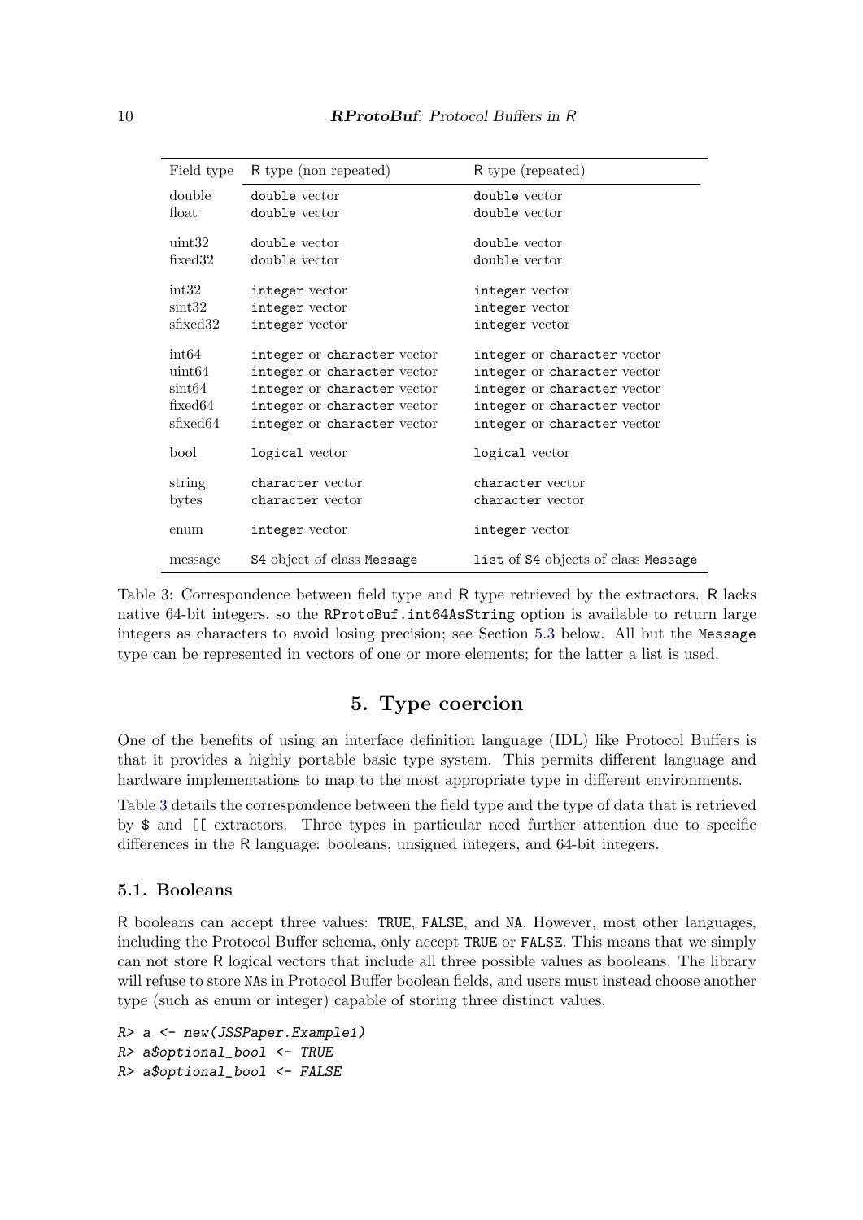| Field type | R type (non repeated) | R type (repeated) |
|---|---|---|
| double | `double` vector | `double` vector |
| float | `double` vector | `double` vector |
| uint32 | `double` vector | `double` vector |
| fixed32 | `double` vector | `double` vector |
| int32 | `integer` vector | `integer` vector |
| sint32 | `integer` vector | `integer` vector |
| sfixed32 | `integer` vector | `integer` vector |
| int64 | `integer` or `character` vector | `integer` or `character` vector |
| uint64 | `integer` or `character` vector | `integer` or `character` vector |
| sint64 | `integer` or `character` vector | `integer` or `character` vector |
| fixed64 | `integer` or `character` vector | `integer` or `character` vector |
| sfixed64 | `integer` or `character` vector | `integer` or `character` vector |
| bool | `logical` vector | `logical` vector |
| string | `character` vector | `character` vector |
| bytes | `character` vector | `character` vector |
| enum | `integer` vector | `integer` vector |
| message | `S4` object of class `Message` | `list` of `S4` objects of class `Message` |

Table 3: Correspondence between field type and R type retrieved by the extractors. R lacks native 64-bit integers, so the `RProtoBuf.int64AsString` option is available to return large integers as characters to avoid losing precision; see Section 5.3 below. All but the `Message` type can be represented in vectors of one or more elements; for the latter a list is used.

## 5. Type coercion

One of the benefits of using an interface definition language (IDL) like Protocol Buffers is that it provides a highly portable basic type system. This permits different language and hardware implementations to map to the most appropriate type in different environments.

Table 3 details the correspondence between the field type and the type of data that is retrieved by `$` and `[[` extractors. Three types in particular need further attention due to specific differences in the R language: booleans, unsigned integers, and 64-bit integers.

### 5.1. Booleans

R booleans can accept three values: `TRUE`, `FALSE`, and `NA`. However, most other languages, including the Protocol Buffer schema, only accept `TRUE` or `FALSE`. This means that we simply can not store R logical vectors that include all three possible values as booleans. The library will refuse to store `NA`s in Protocol Buffer boolean fields, and users must instead choose another type (such as enum or integer) capable of storing three distinct values.

```
R> a <- new(JSSPaper.Example1)
R> a$optional_bool <- TRUE
R> a$optional_bool <- FALSE
```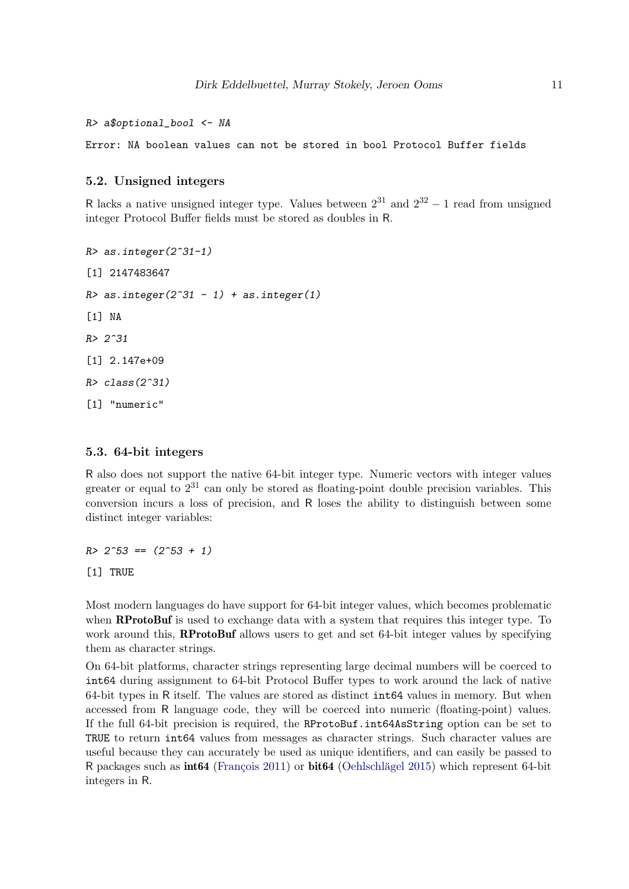```
R> a$optional_bool <- NA
```

```
Error: NA boolean values can not be stored in bool Protocol Buffer fields
```

### 5.2. Unsigned integers

R lacks a native unsigned integer type. Values between $2^{31}$ and $2^{32} - 1$ read from unsigned integer Protocol Buffer fields must be stored as doubles in R.

```
R> as.integer(2^31-1)

[1] 2147483647

R> as.integer(2^31 - 1) + as.integer(1)

[1] NA

R> 2^31

[1] 2.147e+09

R> class(2^31)

[1] "numeric"
```

### 5.3. 64-bit integers

R also does not support the native 64-bit integer type. Numeric vectors with integer values greater or equal to $2^{31}$ can only be stored as floating-point double precision variables. This conversion incurs a loss of precision, and R loses the ability to distinguish between some distinct integer variables:

```
R> 2^53 == (2^53 + 1)

[1] TRUE
```

Most modern languages do have support for 64-bit integer values, which becomes problematic when **RProtoBuf** is used to exchange data with a system that requires this integer type. To work around this, **RProtoBuf** allows users to get and set 64-bit integer values by specifying them as character strings.

On 64-bit platforms, character strings representing large decimal numbers will be coerced to `int64` during assignment to 64-bit Protocol Buffer types to work around the lack of native 64-bit types in R itself. The values are stored as distinct `int64` values in memory. But when accessed from R language code, they will be coerced into numeric (floating-point) values. If the full 64-bit precision is required, the `RProtoBuf.int64AsString` option can be set to `TRUE` to return `int64` values from messages as character strings. Such character values are useful because they can accurately be used as unique identifiers, and can easily be passed to R packages such as **int64** (François 2011) or **bit64** (Oehlschlägel 2015) which represent 64-bit integers in R.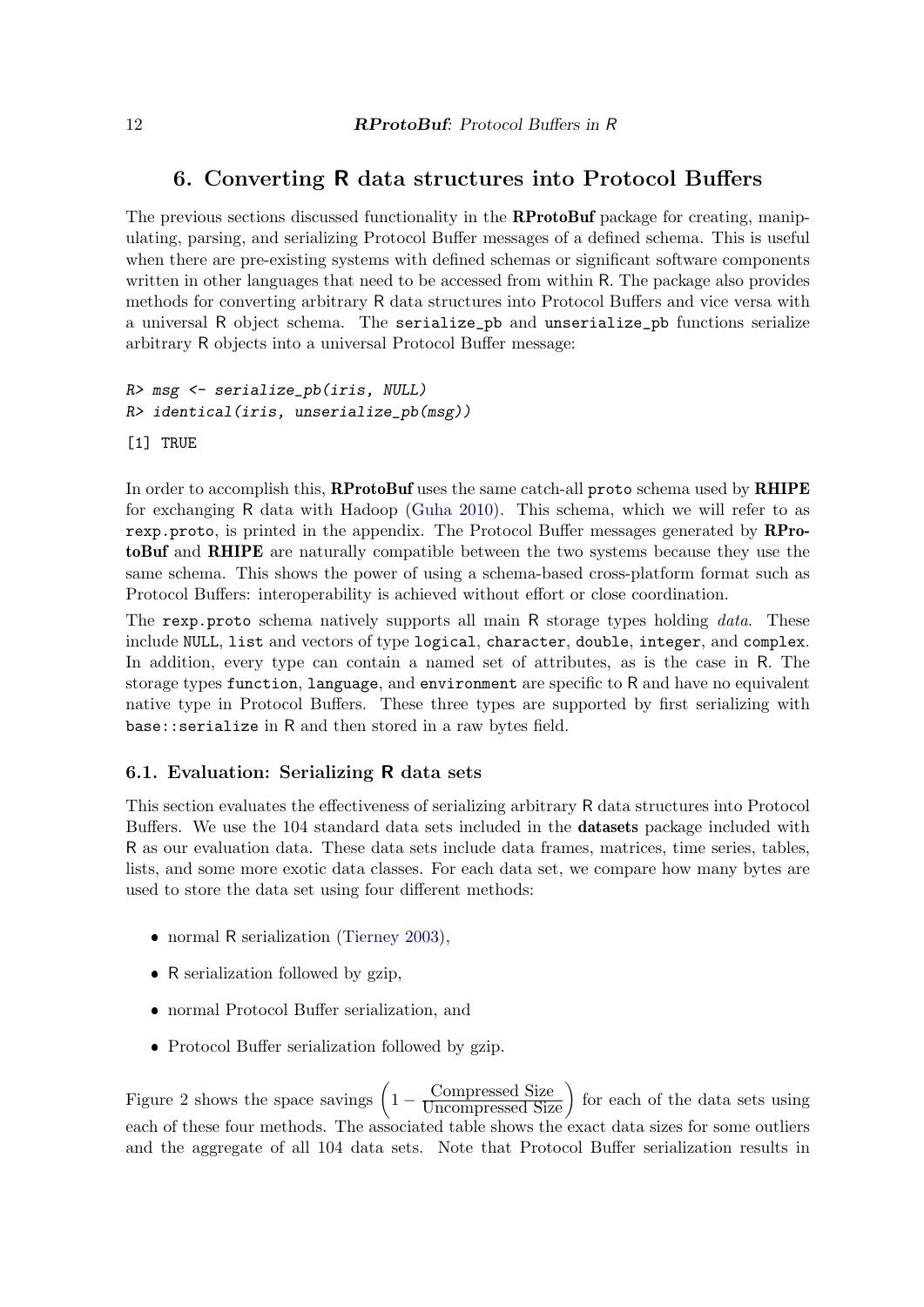## 6. Converting R data structures into Protocol Buffers

The previous sections discussed functionality in the **RProtoBuf** package for creating, manipulating, parsing, and serializing Protocol Buffer messages of a defined schema. This is useful when there are pre-existing systems with defined schemas or significant software components written in other languages that need to be accessed from within R. The package also provides methods for converting arbitrary R data structures into Protocol Buffers and vice versa with a universal R object schema. The `serialize_pb` and `unserialize_pb` functions serialize arbitrary R objects into a universal Protocol Buffer message:

```
R> msg <- serialize_pb(iris, NULL)
R> identical(iris, unserialize_pb(msg))
```

```
[1] TRUE
```

In order to accomplish this, **RProtoBuf** uses the same catch-all `proto` schema used by **RHIPE** for exchanging R data with Hadoop (Guha 2010). This schema, which we will refer to as `rexp.proto`, is printed in the appendix. The Protocol Buffer messages generated by **RProtoBuf** and **RHIPE** are naturally compatible between the two systems because they use the same schema. This shows the power of using a schema-based cross-platform format such as Protocol Buffers: interoperability is achieved without effort or close coordination.

The `rexp.proto` schema natively supports all main R storage types holding *data*. These include `NULL`, `list` and vectors of type `logical`, `character`, `double`, `integer`, and `complex`. In addition, every type can contain a named set of attributes, as is the case in R. The storage types `function`, `language`, and `environment` are specific to R and have no equivalent native type in Protocol Buffers. These three types are supported by first serializing with `base::serialize` in R and then stored in a raw bytes field.

### 6.1. Evaluation: Serializing R data sets

This section evaluates the effectiveness of serializing arbitrary R data structures into Protocol Buffers. We use the 104 standard data sets included in the **datasets** package included with R as our evaluation data. These data sets include data frames, matrices, time series, tables, lists, and some more exotic data classes. For each data set, we compare how many bytes are used to store the data set using four different methods:

- normal R serialization (Tierney 2003),
- R serialization followed by gzip,
- normal Protocol Buffer serialization, and
- Protocol Buffer serialization followed by gzip.

Figure 2 shows the space savings $\left(1 - \frac{\text{Compressed Size}}{\text{Uncompressed Size}}\right)$ for each of the data sets using each of these four methods. The associated table shows the exact data sizes for some outliers and the aggregate of all 104 data sets. Note that Protocol Buffer serialization results in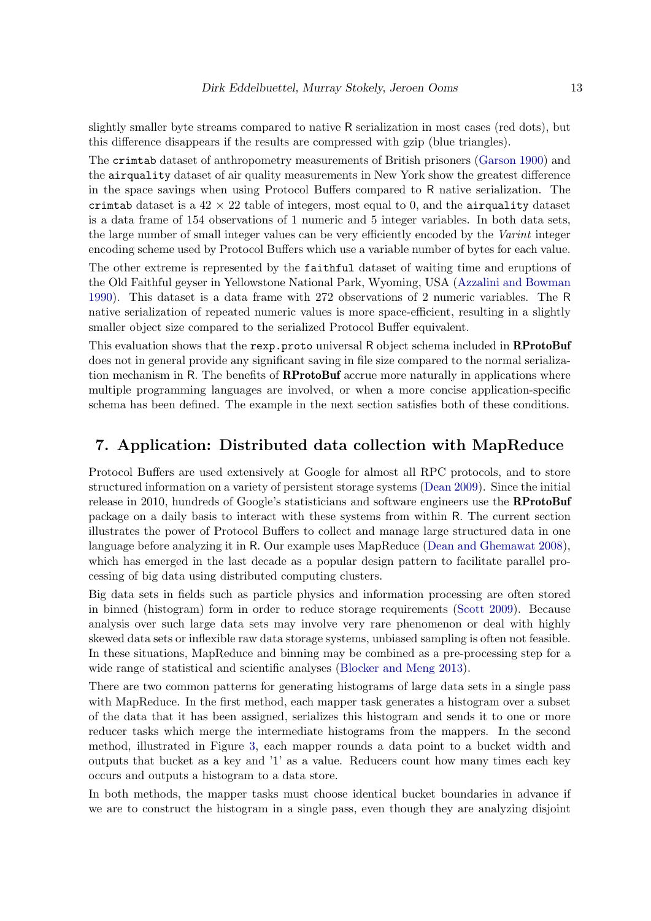slightly smaller byte streams compared to native R serialization in most cases (red dots), but this difference disappears if the results are compressed with gzip (blue triangles).

The `crimtab` dataset of anthropometry measurements of British prisoners (Garson 1900) and the `airquality` dataset of air quality measurements in New York show the greatest difference in the space savings when using Protocol Buffers compared to R native serialization. The `crimtab` dataset is a $42 \times 22$ table of integers, most equal to 0, and the `airquality` dataset is a data frame of 154 observations of 1 numeric and 5 integer variables. In both data sets, the large number of small integer values can be very efficiently encoded by the *Varint* integer encoding scheme used by Protocol Buffers which use a variable number of bytes for each value.

The other extreme is represented by the `faithful` dataset of waiting time and eruptions of the Old Faithful geyser in Yellowstone National Park, Wyoming, USA (Azzalini and Bowman 1990). This dataset is a data frame with 272 observations of 2 numeric variables. The R native serialization of repeated numeric values is more space-efficient, resulting in a slightly smaller object size compared to the serialized Protocol Buffer equivalent.

This evaluation shows that the `rexp.proto` universal R object schema included in **RProtoBuf** does not in general provide any significant saving in file size compared to the normal serialization mechanism in R. The benefits of **RProtoBuf** accrue more naturally in applications where multiple programming languages are involved, or when a more concise application-specific schema has been defined. The example in the next section satisfies both of these conditions.

## 7. Application: Distributed data collection with MapReduce

Protocol Buffers are used extensively at Google for almost all RPC protocols, and to store structured information on a variety of persistent storage systems (Dean 2009). Since the initial release in 2010, hundreds of Google's statisticians and software engineers use the **RProtoBuf** package on a daily basis to interact with these systems from within R. The current section illustrates the power of Protocol Buffers to collect and manage large structured data in one language before analyzing it in R. Our example uses MapReduce (Dean and Ghemawat 2008), which has emerged in the last decade as a popular design pattern to facilitate parallel processing of big data using distributed computing clusters.

Big data sets in fields such as particle physics and information processing are often stored in binned (histogram) form in order to reduce storage requirements (Scott 2009). Because analysis over such large data sets may involve very rare phenomenon or deal with highly skewed data sets or inflexible raw data storage systems, unbiased sampling is often not feasible. In these situations, MapReduce and binning may be combined as a pre-processing step for a wide range of statistical and scientific analyses (Blocker and Meng 2013).

There are two common patterns for generating histograms of large data sets in a single pass with MapReduce. In the first method, each mapper task generates a histogram over a subset of the data that it has been assigned, serializes this histogram and sends it to one or more reducer tasks which merge the intermediate histograms from the mappers. In the second method, illustrated in Figure 3, each mapper rounds a data point to a bucket width and outputs that bucket as a key and '1' as a value. Reducers count how many times each key occurs and outputs a histogram to a data store.

In both methods, the mapper tasks must choose identical bucket boundaries in advance if we are to construct the histogram in a single pass, even though they are analyzing disjoint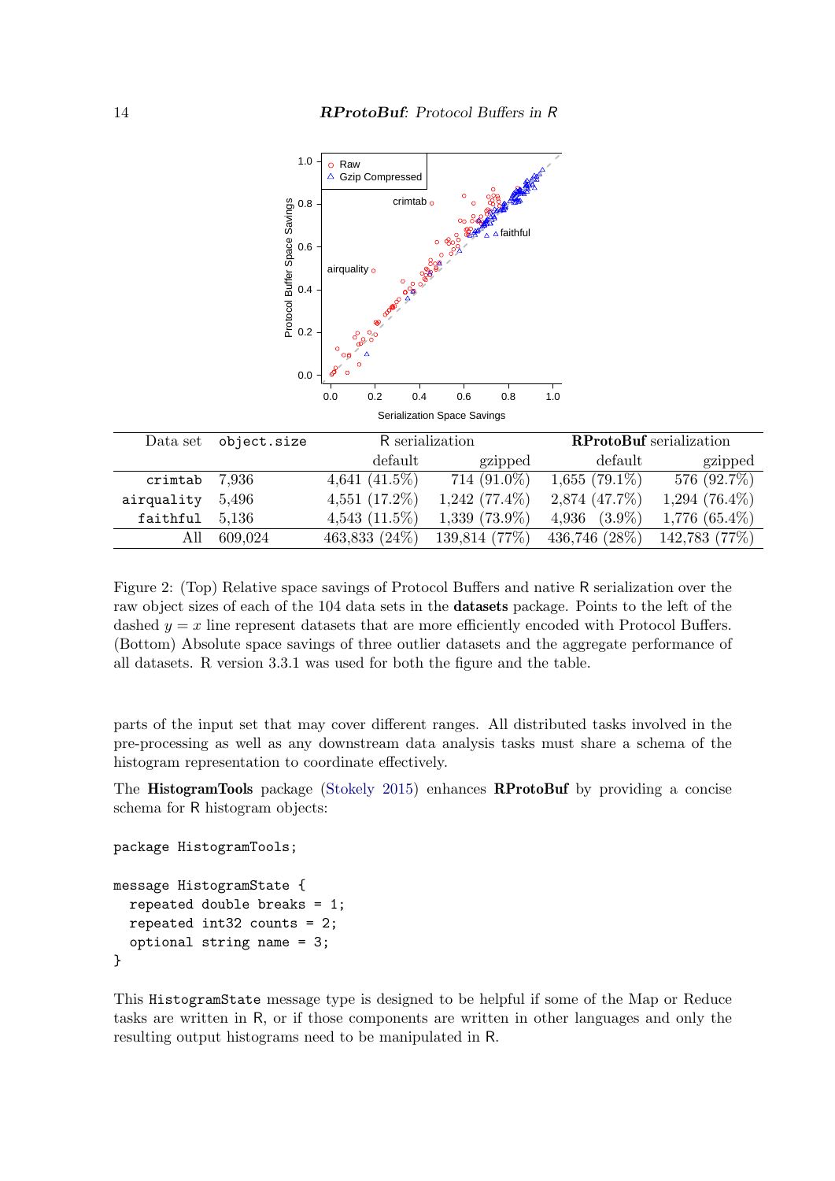| Data set | `object.size` | R serialization | | RProtoBuf serialization | |
|---|---|---|---|---|---|
| | | default | gzipped | default | gzipped |
| `crimtab` | 7,936 | 4,641 (41.5%) | 714 (91.0%) | 1,655 (79.1%) | 576 (92.7%) |
| `airquality` | 5,496 | 4,551 (17.2%) | 1,242 (77.4%) | 2,874 (47.7%) | 1,294 (76.4%) |
| `faithful` | 5,136 | 4,543 (11.5%) | 1,339 (73.9%) | 4,936 (3.9%) | 1,776 (65.4%) |
| All | 609,024 | 463,833 (24%) | 139,814 (77%) | 436,746 (28%) | 142,783 (77%) |

Figure 2: (Top) Relative space savings of Protocol Buffers and native R serialization over the raw object sizes of each of the 104 data sets in the **datasets** package. Points to the left of the dashed $y = x$ line represent datasets that are more efficiently encoded with Protocol Buffers. (Bottom) Absolute space savings of three outlier datasets and the aggregate performance of all datasets. R version 3.3.1 was used for both the figure and the table.

parts of the input set that may cover different ranges. All distributed tasks involved in the pre-processing as well as any downstream data analysis tasks must share a schema of the histogram representation to coordinate effectively.

The **HistogramTools** package (Stokely 2015) enhances **RProtoBuf** by providing a concise schema for R histogram objects:

```
package HistogramTools;

message HistogramState {
  repeated double breaks = 1;
  repeated int32 counts = 2;
  optional string name = 3;
}
```

This `HistogramState` message type is designed to be helpful if some of the Map or Reduce tasks are written in R, or if those components are written in other languages and only the resulting output histograms need to be manipulated in R.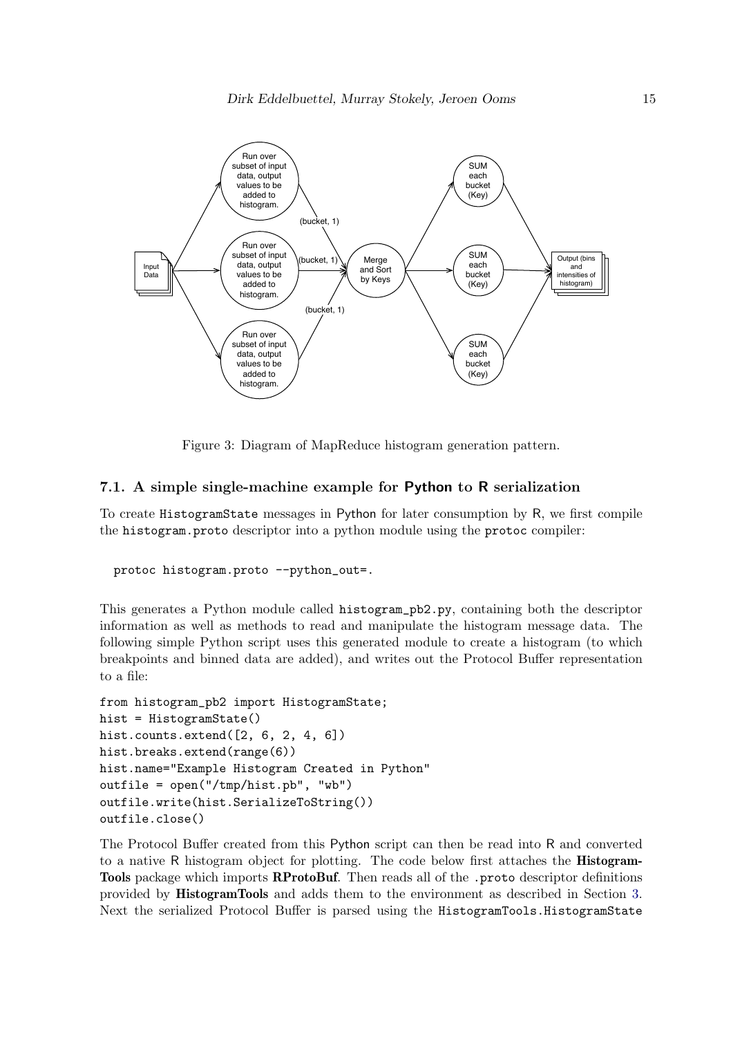Figure 3: Diagram of MapReduce histogram generation pattern.

### 7.1. A simple single-machine example for Python to R serialization

To create HistogramState messages in Python for later consumption by R, we first compile the histogram.proto descriptor into a python module using the protoc compiler:

```
protoc histogram.proto --python_out=.
```

This generates a Python module called histogram_pb2.py, containing both the descriptor information as well as methods to read and manipulate the histogram message data. The following simple Python script uses this generated module to create a histogram (to which breakpoints and binned data are added), and writes out the Protocol Buffer representation to a file:

```
from histogram_pb2 import HistogramState;
hist = HistogramState()
hist.counts.extend([2, 6, 2, 4, 6])
hist.breaks.extend(range(6))
hist.name="Example Histogram Created in Python"
outfile = open("/tmp/hist.pb", "wb")
outfile.write(hist.SerializeToString())
outfile.close()
```

The Protocol Buffer created from this Python script can then be read into R and converted to a native R histogram object for plotting. The code below first attaches the **HistogramTools** package which imports **RProtoBuf**. Then reads all of the .proto descriptor definitions provided by **HistogramTools** and adds them to the environment as described in Section 3. Next the serialized Protocol Buffer is parsed using the HistogramTools.HistogramState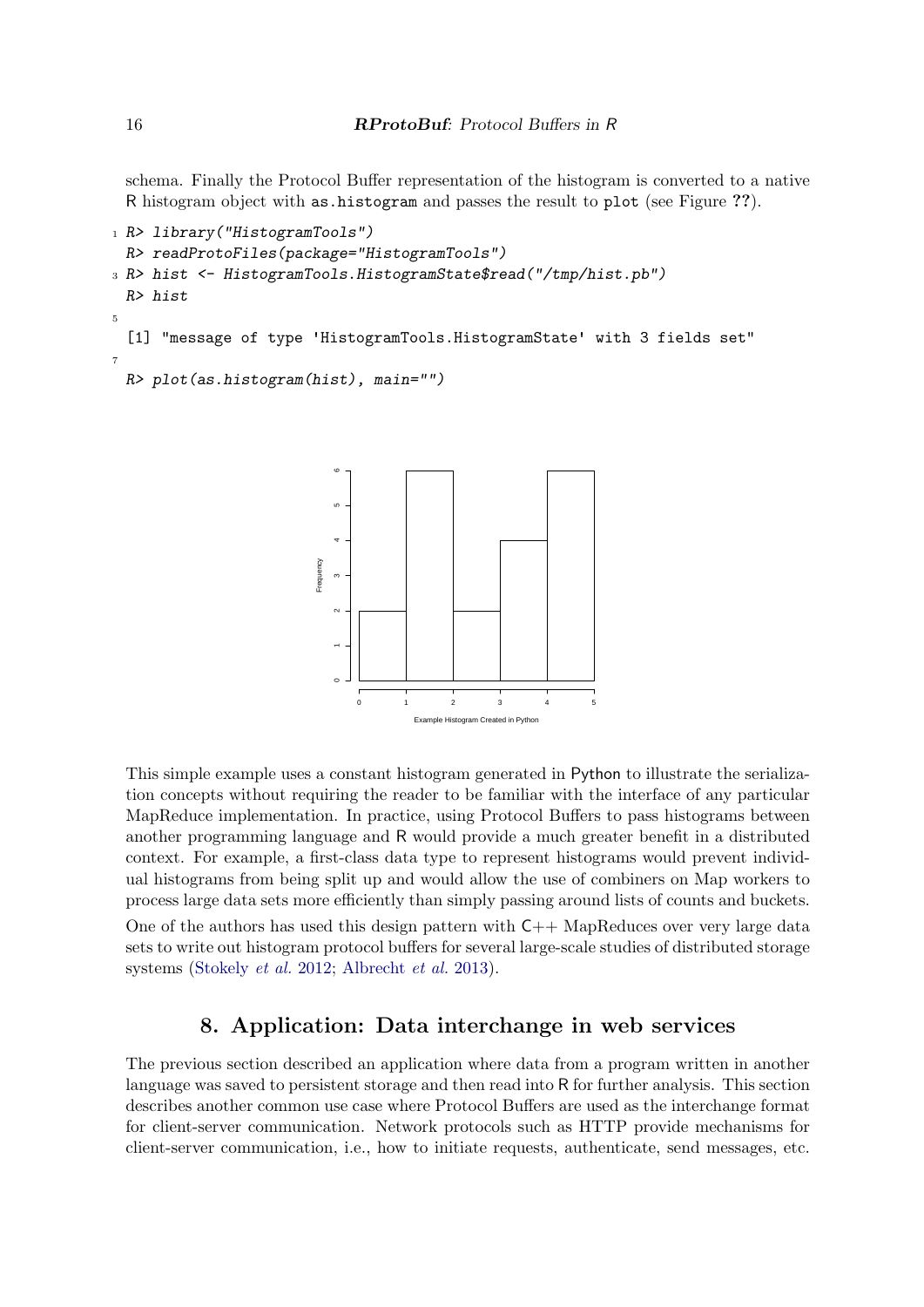schema. Finally the Protocol Buffer representation of the histogram is converted to a native R histogram object with `as.histogram` and passes the result to `plot` (see Figure ??).

```
R> library("HistogramTools")
R> readProtoFiles(package="HistogramTools")
R> hist <- HistogramTools.HistogramState$read("/tmp/hist.pb")
R> hist

[1] "message of type 'HistogramTools.HistogramState' with 3 fields set"

R> plot(as.histogram(hist), main="")
```

This simple example uses a constant histogram generated in Python to illustrate the serialization concepts without requiring the reader to be familiar with the interface of any particular MapReduce implementation. In practice, using Protocol Buffers to pass histograms between another programming language and R would provide a much greater benefit in a distributed context. For example, a first-class data type to represent histograms would prevent individual histograms from being split up and would allow the use of combiners on Map workers to process large data sets more efficiently than simply passing around lists of counts and buckets.

One of the authors has used this design pattern with C++ MapReduces over very large data sets to write out histogram protocol buffers for several large-scale studies of distributed storage systems (Stokely *et al.* 2012; Albrecht *et al.* 2013).

## 8. Application: Data interchange in web services

The previous section described an application where data from a program written in another language was saved to persistent storage and then read into R for further analysis. This section describes another common use case where Protocol Buffers are used as the interchange format for client-server communication. Network protocols such as HTTP provide mechanisms for client-server communication, i.e., how to initiate requests, authenticate, send messages, etc.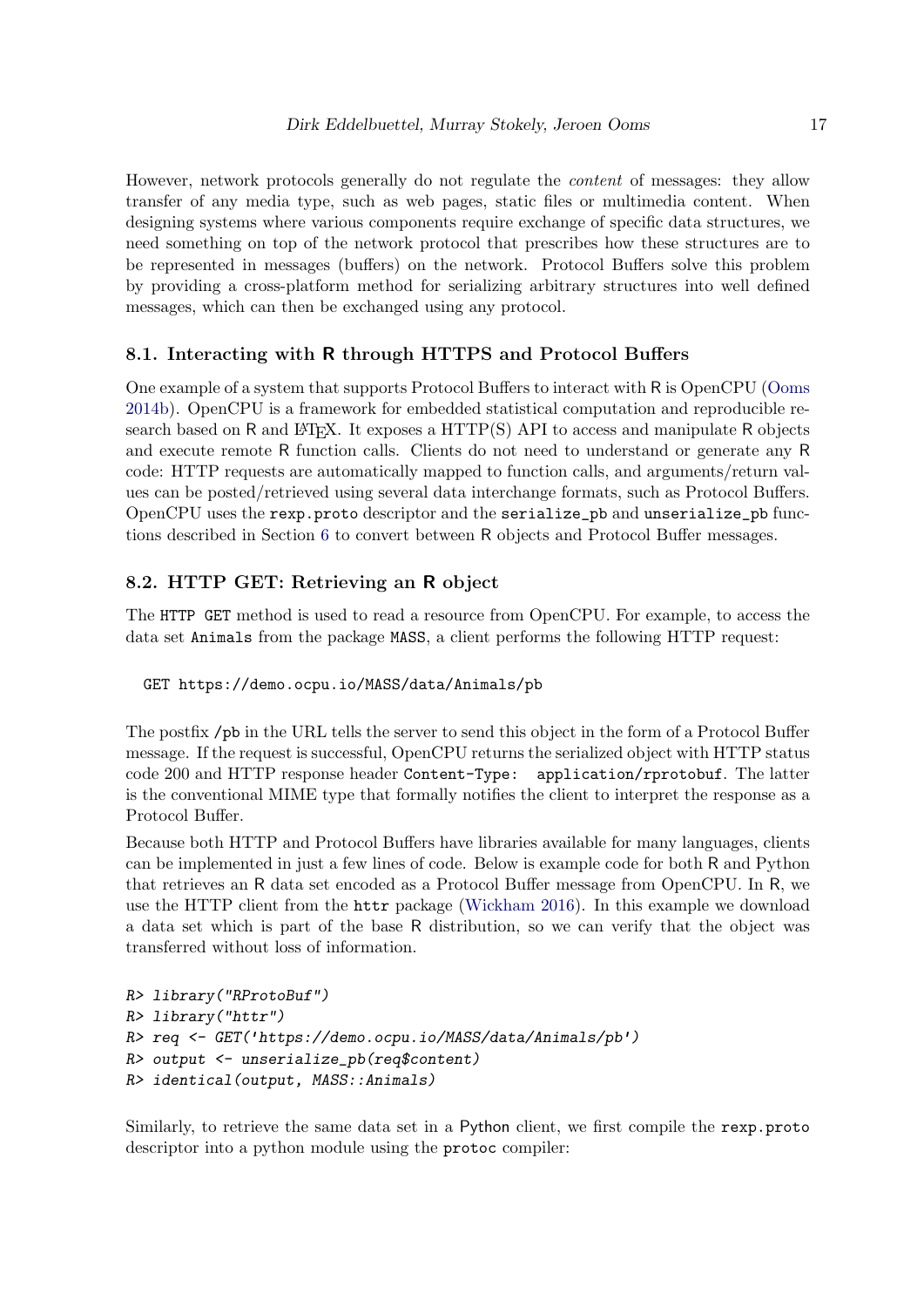However, network protocols generally do not regulate the *content* of messages: they allow transfer of any media type, such as web pages, static files or multimedia content. When designing systems where various components require exchange of specific data structures, we need something on top of the network protocol that prescribes how these structures are to be represented in messages (buffers) on the network. Protocol Buffers solve this problem by providing a cross-platform method for serializing arbitrary structures into well defined messages, which can then be exchanged using any protocol.

### 8.1. Interacting with R through HTTPS and Protocol Buffers

One example of a system that supports Protocol Buffers to interact with R is OpenCPU (Ooms 2014b). OpenCPU is a framework for embedded statistical computation and reproducible research based on R and LaTeX. It exposes a HTTP(S) API to access and manipulate R objects and execute remote R function calls. Clients do not need to understand or generate any R code: HTTP requests are automatically mapped to function calls, and arguments/return values can be posted/retrieved using several data interchange formats, such as Protocol Buffers. OpenCPU uses the `rexp.proto` descriptor and the `serialize_pb` and `unserialize_pb` functions described in Section 6 to convert between R objects and Protocol Buffer messages.

### 8.2. HTTP GET: Retrieving an R object

The `HTTP GET` method is used to read a resource from OpenCPU. For example, to access the data set `Animals` from the package `MASS`, a client performs the following HTTP request:

```
GET https://demo.ocpu.io/MASS/data/Animals/pb
```

The postfix `/pb` in the URL tells the server to send this object in the form of a Protocol Buffer message. If the request is successful, OpenCPU returns the serialized object with HTTP status code 200 and HTTP response header `Content-Type: application/rprotobuf`. The latter is the conventional MIME type that formally notifies the client to interpret the response as a Protocol Buffer.

Because both HTTP and Protocol Buffers have libraries available for many languages, clients can be implemented in just a few lines of code. Below is example code for both R and Python that retrieves an R data set encoded as a Protocol Buffer message from OpenCPU. In R, we use the HTTP client from the `httr` package (Wickham 2016). In this example we download a data set which is part of the base R distribution, so we can verify that the object was transferred without loss of information.

```
R> library("RProtoBuf")
R> library("httr")
R> req <- GET('https://demo.ocpu.io/MASS/data/Animals/pb')
R> output <- unserialize_pb(req$content)
R> identical(output, MASS::Animals)
```

Similarly, to retrieve the same data set in a Python client, we first compile the `rexp.proto` descriptor into a python module using the `protoc` compiler: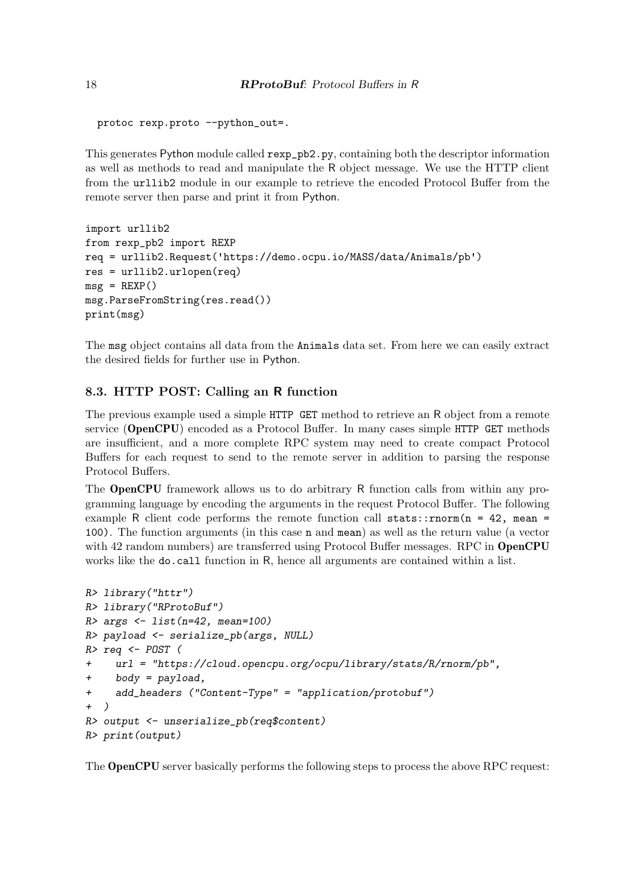```
protoc rexp.proto --python_out=.
```

This generates Python module called `rexp_pb2.py`, containing both the descriptor information as well as methods to read and manipulate the R object message. We use the HTTP client from the `urllib2` module in our example to retrieve the encoded Protocol Buffer from the remote server then parse and print it from Python.

```
import urllib2
from rexp_pb2 import REXP
req = urllib2.Request('https://demo.ocpu.io/MASS/data/Animals/pb')
res = urllib2.urlopen(req)
msg = REXP()
msg.ParseFromString(res.read())
print(msg)
```

The `msg` object contains all data from the `Animals` data set. From here we can easily extract the desired fields for further use in Python.

### 8.3. HTTP POST: Calling an R function

The previous example used a simple `HTTP GET` method to retrieve an R object from a remote service (**OpenCPU**) encoded as a Protocol Buffer. In many cases simple `HTTP GET` methods are insufficient, and a more complete RPC system may need to create compact Protocol Buffers for each request to send to the remote server in addition to parsing the response Protocol Buffers.

The **OpenCPU** framework allows us to do arbitrary R function calls from within any programming language by encoding the arguments in the request Protocol Buffer. The following example R client code performs the remote function call `stats::rnorm(n = 42, mean = 100)`. The function arguments (in this case `n` and `mean`) as well as the return value (a vector with 42 random numbers) are transferred using Protocol Buffer messages. RPC in **OpenCPU** works like the `do.call` function in R, hence all arguments are contained within a list.

```
R> library("httr")
R> library("RProtoBuf")
R> args <- list(n=42, mean=100)
R> payload <- serialize_pb(args, NULL)
R> req <- POST (
+    url = "https://cloud.opencpu.org/ocpu/library/stats/R/rnorm/pb",
+    body = payload,
+    add_headers ("Content-Type" = "application/protobuf")
+  )
R> output <- unserialize_pb(req$content)
R> print(output)
```

The **OpenCPU** server basically performs the following steps to process the above RPC request: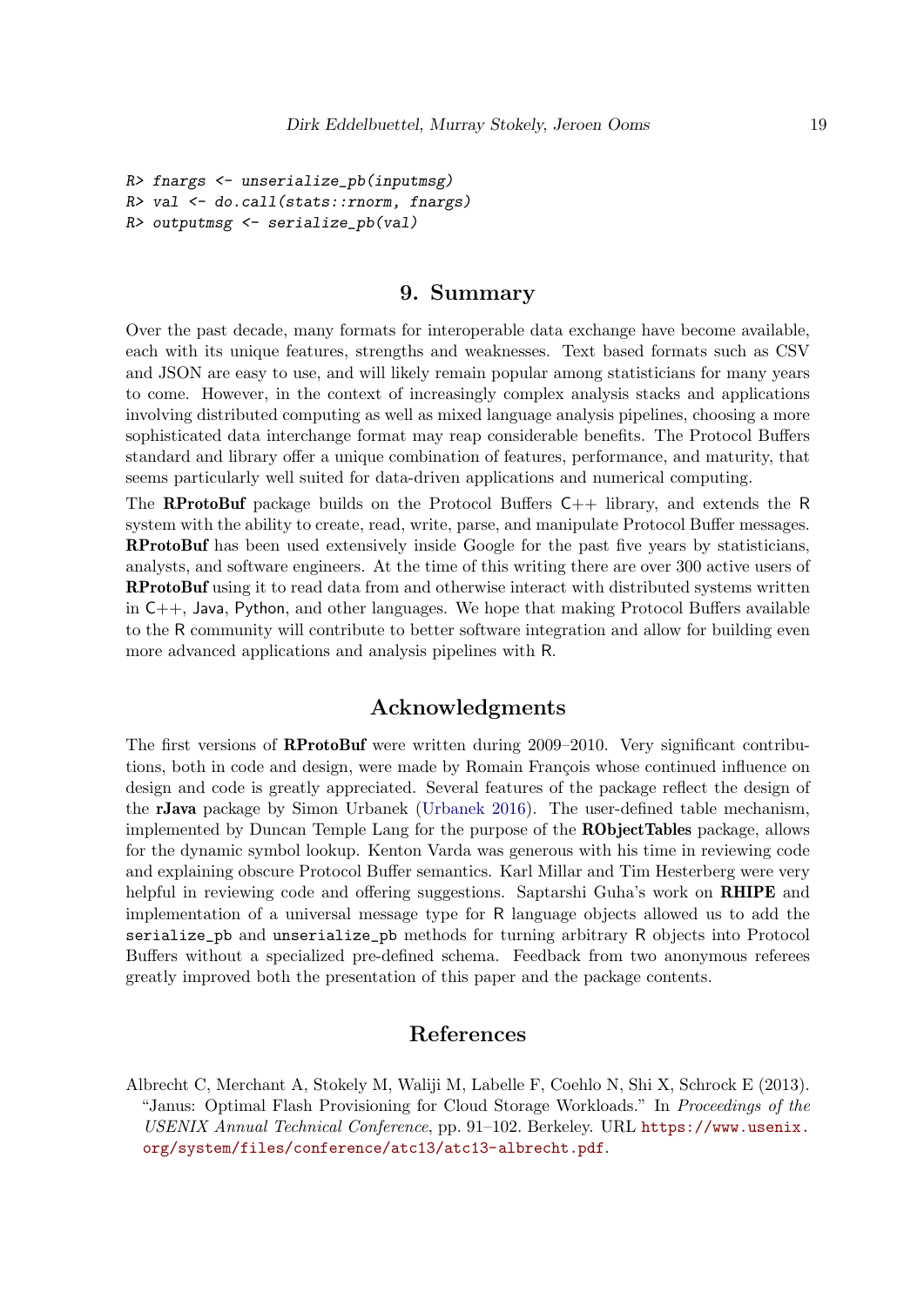```
R> fnargs <- unserialize_pb(inputmsg)
R> val <- do.call(stats::rnorm, fnargs)
R> outputmsg <- serialize_pb(val)
```

## 9. Summary

Over the past decade, many formats for interoperable data exchange have become available, each with its unique features, strengths and weaknesses. Text based formats such as CSV and JSON are easy to use, and will likely remain popular among statisticians for many years to come. However, in the context of increasingly complex analysis stacks and applications involving distributed computing as well as mixed language analysis pipelines, choosing a more sophisticated data interchange format may reap considerable benefits. The Protocol Buffers standard and library offer a unique combination of features, performance, and maturity, that seems particularly well suited for data-driven applications and numerical computing.

The **RProtoBuf** package builds on the Protocol Buffers C++ library, and extends the R system with the ability to create, read, write, parse, and manipulate Protocol Buffer messages. **RProtoBuf** has been used extensively inside Google for the past five years by statisticians, analysts, and software engineers. At the time of this writing there are over 300 active users of **RProtoBuf** using it to read data from and otherwise interact with distributed systems written in C++, Java, Python, and other languages. We hope that making Protocol Buffers available to the R community will contribute to better software integration and allow for building even more advanced applications and analysis pipelines with R.

## Acknowledgments

The first versions of **RProtoBuf** were written during 2009–2010. Very significant contributions, both in code and design, were made by Romain François whose continued influence on design and code is greatly appreciated. Several features of the package reflect the design of the **rJava** package by Simon Urbanek (Urbanek 2016). The user-defined table mechanism, implemented by Duncan Temple Lang for the purpose of the **RObjectTables** package, allows for the dynamic symbol lookup. Kenton Varda was generous with his time in reviewing code and explaining obscure Protocol Buffer semantics. Karl Millar and Tim Hesterberg were very helpful in reviewing code and offering suggestions. Saptarshi Guha's work on **RHIPE** and implementation of a universal message type for R language objects allowed us to add the `serialize_pb` and `unserialize_pb` methods for turning arbitrary R objects into Protocol Buffers without a specialized pre-defined schema. Feedback from two anonymous referees greatly improved both the presentation of this paper and the package contents.

## References

Albrecht C, Merchant A, Stokely M, Waliji M, Labelle F, Coehlo N, Shi X, Schrock E (2013). "Janus: Optimal Flash Provisioning for Cloud Storage Workloads." In *Proceedings of the USENIX Annual Technical Conference*, pp. 91–102. Berkeley. URL `https://www.usenix.org/system/files/conference/atc13/atc13-albrecht.pdf`.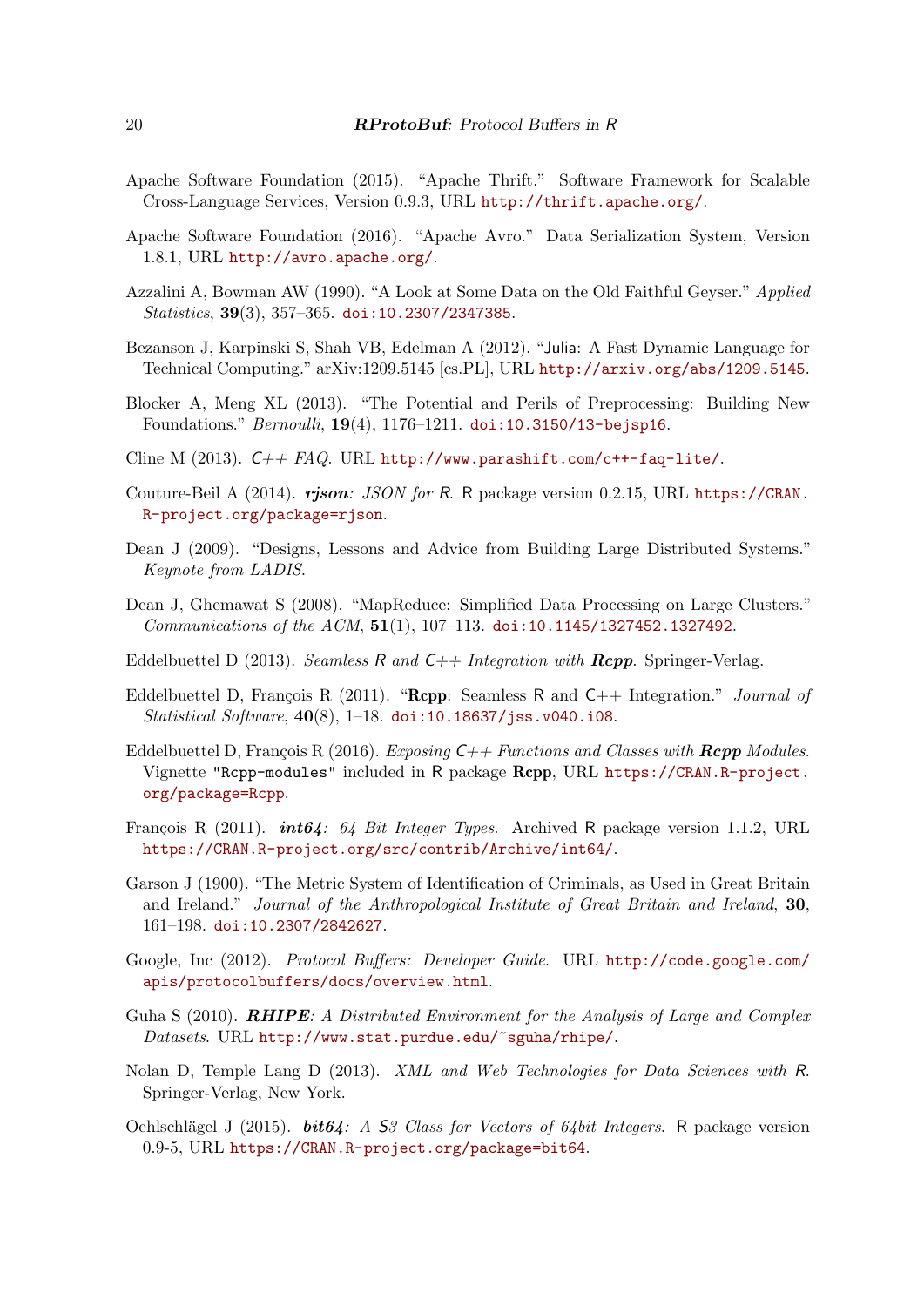Apache Software Foundation (2015). "Apache Thrift." Software Framework for Scalable Cross-Language Services, Version 0.9.3, URL http://thrift.apache.org/.

Apache Software Foundation (2016). "Apache Avro." Data Serialization System, Version 1.8.1, URL http://avro.apache.org/.

Azzalini A, Bowman AW (1990). "A Look at Some Data on the Old Faithful Geyser." *Applied Statistics*, **39**(3), 357–365. doi:10.2307/2347385.

Bezanson J, Karpinski S, Shah VB, Edelman A (2012). "Julia: A Fast Dynamic Language for Technical Computing." arXiv:1209.5145 [cs.PL], URL http://arxiv.org/abs/1209.5145.

Blocker A, Meng XL (2013). "The Potential and Perils of Preprocessing: Building New Foundations." *Bernoulli*, **19**(4), 1176–1211. doi:10.3150/13-bejsp16.

Cline M (2013). *C++ FAQ*. URL http://www.parashift.com/c++-faq-lite/.

Couture-Beil A (2014). ***rjson**: JSON for R*. R package version 0.2.15, URL https://CRAN.R-project.org/package=rjson.

Dean J (2009). "Designs, Lessons and Advice from Building Large Distributed Systems." *Keynote from LADIS*.

Dean J, Ghemawat S (2008). "MapReduce: Simplified Data Processing on Large Clusters." *Communications of the ACM*, **51**(1), 107–113. doi:10.1145/1327452.1327492.

Eddelbuettel D (2013). *Seamless R and C++ Integration with **Rcpp***. Springer-Verlag.

Eddelbuettel D, François R (2011). "**Rcpp**: Seamless R and C++ Integration." *Journal of Statistical Software*, **40**(8), 1–18. doi:10.18637/jss.v040.i08.

Eddelbuettel D, François R (2016). *Exposing C++ Functions and Classes with **Rcpp** Modules*. Vignette "Rcpp-modules" included in R package **Rcpp**, URL https://CRAN.R-project.org/package=Rcpp.

François R (2011). ***int64**: 64 Bit Integer Types*. Archived R package version 1.1.2, URL https://CRAN.R-project.org/src/contrib/Archive/int64/.

Garson J (1900). "The Metric System of Identification of Criminals, as Used in Great Britain and Ireland." *Journal of the Anthropological Institute of Great Britain and Ireland*, **30**, 161–198. doi:10.2307/2842627.

Google, Inc (2012). *Protocol Buffers: Developer Guide*. URL http://code.google.com/apis/protocolbuffers/docs/overview.html.

Guha S (2010). ***RHIPE**: A Distributed Environment for the Analysis of Large and Complex Datasets*. URL http://www.stat.purdue.edu/~sguha/rhipe/.

Nolan D, Temple Lang D (2013). *XML and Web Technologies for Data Sciences with R*. Springer-Verlag, New York.

Oehlschlägel J (2015). ***bit64**: A S3 Class for Vectors of 64bit Integers*. R package version 0.9-5, URL https://CRAN.R-project.org/package=bit64.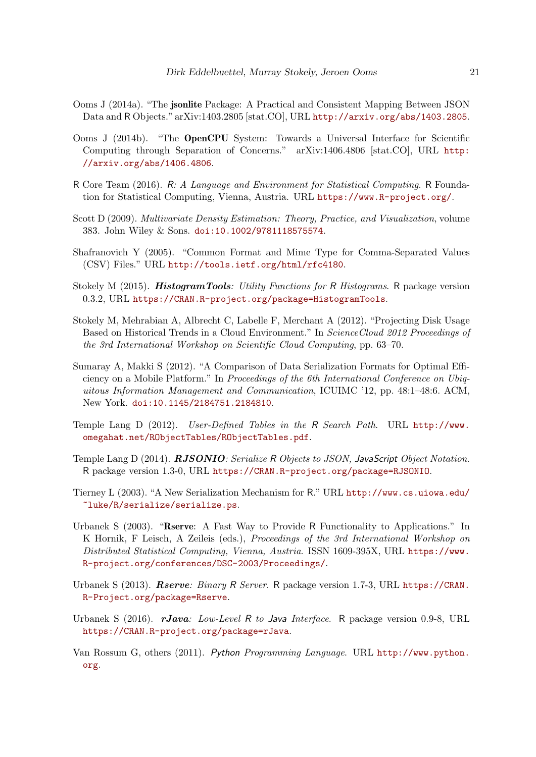Ooms J (2014a). "The **jsonlite** Package: A Practical and Consistent Mapping Between JSON Data and R Objects." arXiv:1403.2805 [stat.CO], URL http://arxiv.org/abs/1403.2805.

Ooms J (2014b). "The **OpenCPU** System: Towards a Universal Interface for Scientific Computing through Separation of Concerns." arXiv:1406.4806 [stat.CO], URL http://arxiv.org/abs/1406.4806.

R Core Team (2016). *R: A Language and Environment for Statistical Computing*. R Foundation for Statistical Computing, Vienna, Austria. URL https://www.R-project.org/.

Scott D (2009). *Multivariate Density Estimation: Theory, Practice, and Visualization*, volume 383. John Wiley & Sons. doi:10.1002/9781118575574.

Shafranovich Y (2005). "Common Format and Mime Type for Comma-Separated Values (CSV) Files." URL http://tools.ietf.org/html/rfc4180.

Stokely M (2015). ***HistogramTools**: Utility Functions for R Histograms*. R package version 0.3.2, URL https://CRAN.R-project.org/package=HistogramTools.

Stokely M, Mehrabian A, Albrecht C, Labelle F, Merchant A (2012). "Projecting Disk Usage Based on Historical Trends in a Cloud Environment." In *ScienceCloud 2012 Proceedings of the 3rd International Workshop on Scientific Cloud Computing*, pp. 63–70.

Sumaray A, Makki S (2012). "A Comparison of Data Serialization Formats for Optimal Efficiency on a Mobile Platform." In *Proceedings of the 6th International Conference on Ubiquitous Information Management and Communication*, ICUIMC '12, pp. 48:1–48:6. ACM, New York. doi:10.1145/2184751.2184810.

Temple Lang D (2012). *User-Defined Tables in the R Search Path*. URL http://www.omegahat.net/RObjectTables/RObjectTables.pdf.

Temple Lang D (2014). ***RJSONIO**: Serialize R Objects to JSON, JavaScript Object Notation*. R package version 1.3-0, URL https://CRAN.R-project.org/package=RJSONIO.

Tierney L (2003). "A New Serialization Mechanism for R." URL http://www.cs.uiowa.edu/~luke/R/serialize/serialize.ps.

Urbanek S (2003). "**Rserve**: A Fast Way to Provide R Functionality to Applications." In K Hornik, F Leisch, A Zeileis (eds.), *Proceedings of the 3rd International Workshop on Distributed Statistical Computing, Vienna, Austria*. ISSN 1609-395X, URL https://www.R-project.org/conferences/DSC-2003/Proceedings/.

Urbanek S (2013). ***Rserve**: Binary R Server*. R package version 1.7-3, URL https://CRAN.R-Project.org/package=Rserve.

Urbanek S (2016). ***rJava**: Low-Level R to Java Interface*. R package version 0.9-8, URL https://CRAN.R-project.org/package=rJava.

Van Rossum G, others (2011). *Python Programming Language*. URL http://www.python.org.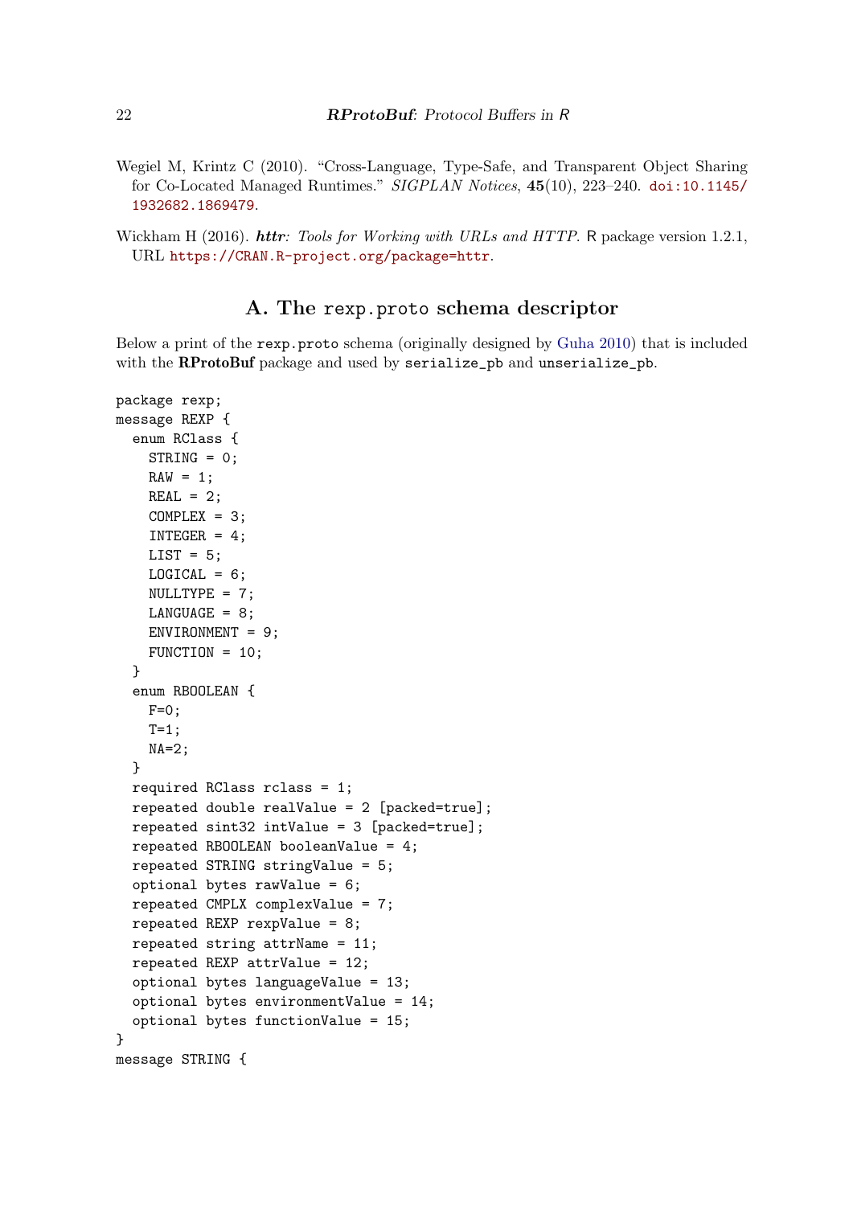Wegiel M, Krintz C (2010). "Cross-Language, Type-Safe, and Transparent Object Sharing for Co-Located Managed Runtimes." *SIGPLAN Notices*, **45**(10), 223–240. doi:10.1145/1932682.1869479.

Wickham H (2016). ***httr**: Tools for Working with URLs and HTTP*. R package version 1.2.1, URL https://CRAN.R-project.org/package=httr.

# A. The `rexp.proto` schema descriptor

Below a print of the `rexp.proto` schema (originally designed by Guha 2010) that is included with the **RProtoBuf** package and used by `serialize_pb` and `unserialize_pb`.

```
package rexp;
message REXP {
  enum RClass {
    STRING = 0;
    RAW = 1;
    REAL = 2;
    COMPLEX = 3;
    INTEGER = 4;
    LIST = 5;
    LOGICAL = 6;
    NULLTYPE = 7;
    LANGUAGE = 8;
    ENVIRONMENT = 9;
    FUNCTION = 10;
  }
  enum RBOOLEAN {
    F=0;
    T=1;
    NA=2;
  }
  required RClass rclass = 1;
  repeated double realValue = 2 [packed=true];
  repeated sint32 intValue = 3 [packed=true];
  repeated RBOOLEAN booleanValue = 4;
  repeated STRING stringValue = 5;
  optional bytes rawValue = 6;
  repeated CMPLX complexValue = 7;
  repeated REXP rexpValue = 8;
  repeated string attrName = 11;
  repeated REXP attrValue = 12;
  optional bytes languageValue = 13;
  optional bytes environmentValue = 14;
  optional bytes functionValue = 15;
}
message STRING {
```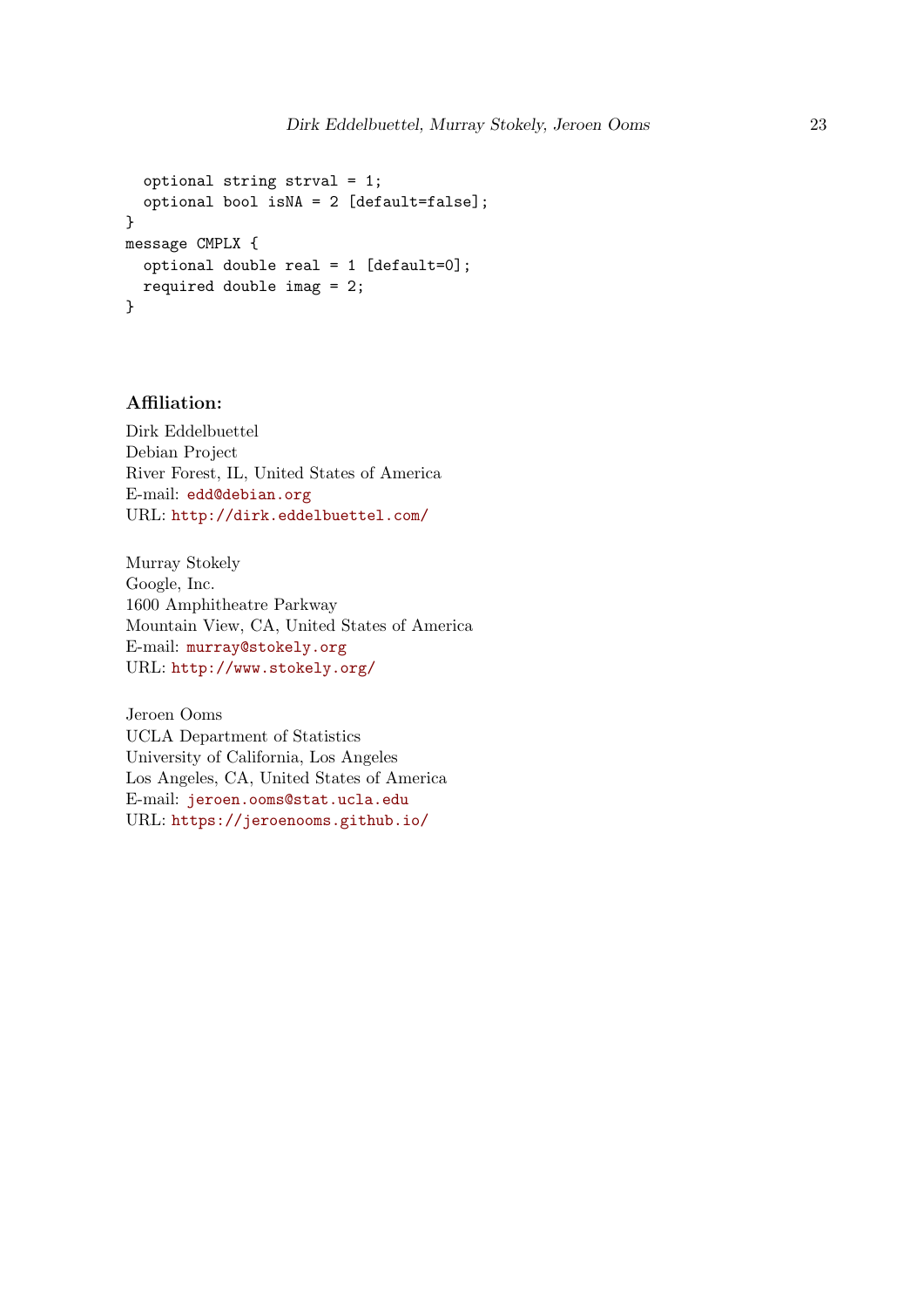```
  optional string strval = 1;
  optional bool isNA = 2 [default=false];
}
message CMPLX {
  optional double real = 1 [default=0];
  required double imag = 2;
}
```

**Affiliation:**

Dirk Eddelbuettel
Debian Project
River Forest, IL, United States of America
E-mail: edd@debian.org
URL: http://dirk.eddelbuettel.com/

Murray Stokely
Google, Inc.
1600 Amphitheatre Parkway
Mountain View, CA, United States of America
E-mail: murray@stokely.org
URL: http://www.stokely.org/

Jeroen Ooms
UCLA Department of Statistics
University of California, Los Angeles
Los Angeles, CA, United States of America
E-mail: jeroen.ooms@stat.ucla.edu
URL: https://jeroenooms.github.io/